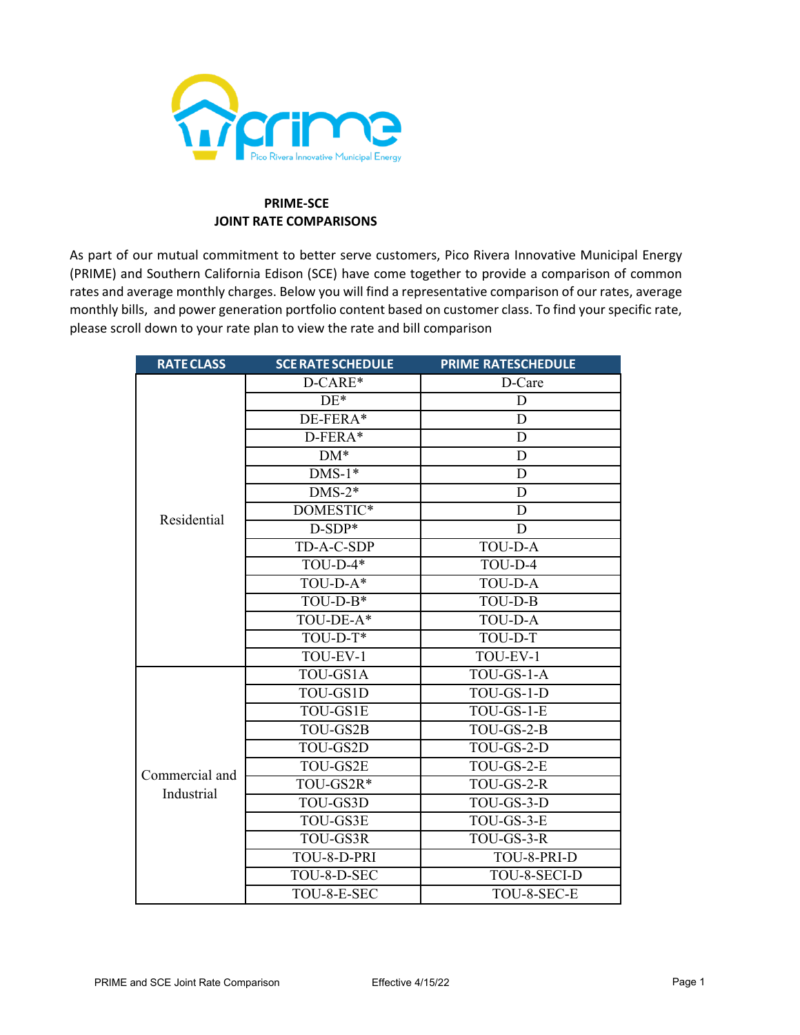**PRIME-SCE**
**JOINT RATE COMPARISONS**

As part of our mutual commitment to better serve customers, Pico Rivera Innovative Municipal Energy (PRIME) and Southern California Edison (SCE) have come together to provide a comparison of common rates and average monthly charges. Below you will find a representative comparison of our rates, average monthly bills, and power generation portfolio content based on customer class. To find your specific rate, please scroll down to your rate plan to view the rate and bill comparison

| RATE CLASS | SCE RATE SCHEDULE | PRIME RATESCHEDULE |
|---|---|---|
| Residential | D-CARE* | D-Care |
| | DE* | D |
| | DE-FERA* | D |
| | D-FERA* | D |
| | DM* | D |
| | DMS-1* | D |
| | DMS-2* | D |
| | DOMESTIC* | D |
| | D-SDP* | D |
| | TD-A-C-SDP | TOU-D-A |
| | TOU-D-4* | TOU-D-4 |
| | TOU-D-A* | TOU-D-A |
| | TOU-D-B* | TOU-D-B |
| | TOU-DE-A* | TOU-D-A |
| | TOU-D-T* | TOU-D-T |
| | TOU-EV-1 | TOU-EV-1 |
| Commercial and Industrial | TOU-GS1A | TOU-GS-1-A |
| | TOU-GS1D | TOU-GS-1-D |
| | TOU-GS1E | TOU-GS-1-E |
| | TOU-GS2B | TOU-GS-2-B |
| | TOU-GS2D | TOU-GS-2-D |
| | TOU-GS2E | TOU-GS-2-E |
| | TOU-GS2R* | TOU-GS-2-R |
| | TOU-GS3D | TOU-GS-3-D |
| | TOU-GS3E | TOU-GS-3-E |
| | TOU-GS3R | TOU-GS-3-R |
| | TOU-8-D-PRI | TOU-8-PRI-D |
| | TOU-8-D-SEC | TOU-8-SECI-D |
| | TOU-8-E-SEC | TOU-8-SEC-E |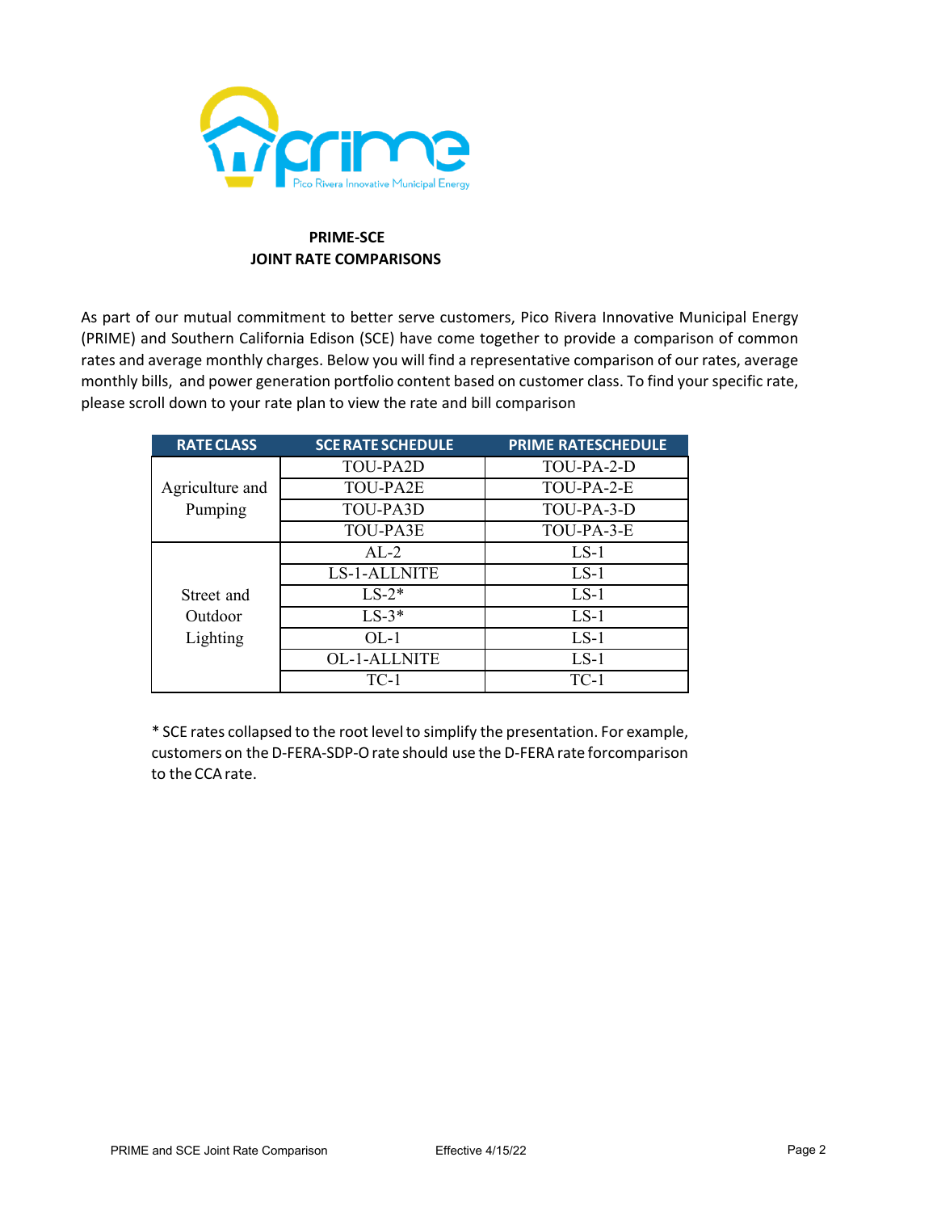## PRIME-SCE
## JOINT RATE COMPARISONS

As part of our mutual commitment to better serve customers, Pico Rivera Innovative Municipal Energy (PRIME) and Southern California Edison (SCE) have come together to provide a comparison of common rates and average monthly charges. Below you will find a representative comparison of our rates, average monthly bills, and power generation portfolio content based on customer class. To find your specific rate, please scroll down to your rate plan to view the rate and bill comparison

| RATE CLASS | SCE RATE SCHEDULE | PRIME RATESCHEDULE |
|---|---|---|
| Agriculture and Pumping | TOU-PA2D | TOU-PA-2-D |
| | TOU-PA2E | TOU-PA-2-E |
| | TOU-PA3D | TOU-PA-3-D |
| | TOU-PA3E | TOU-PA-3-E |
| Street and Outdoor Lighting | AL-2 | LS-1 |
| | LS-1-ALLNITE | LS-1 |
| | LS-2* | LS-1 |
| | LS-3* | LS-1 |
| | OL-1 | LS-1 |
| | OL-1-ALLNITE | LS-1 |
| | TC-1 | TC-1 |

* SCE rates collapsed to the root level to simplify the presentation. For example, customers on the D-FERA-SDP-O rate should use the D-FERA rate forcomparison to the CCA rate.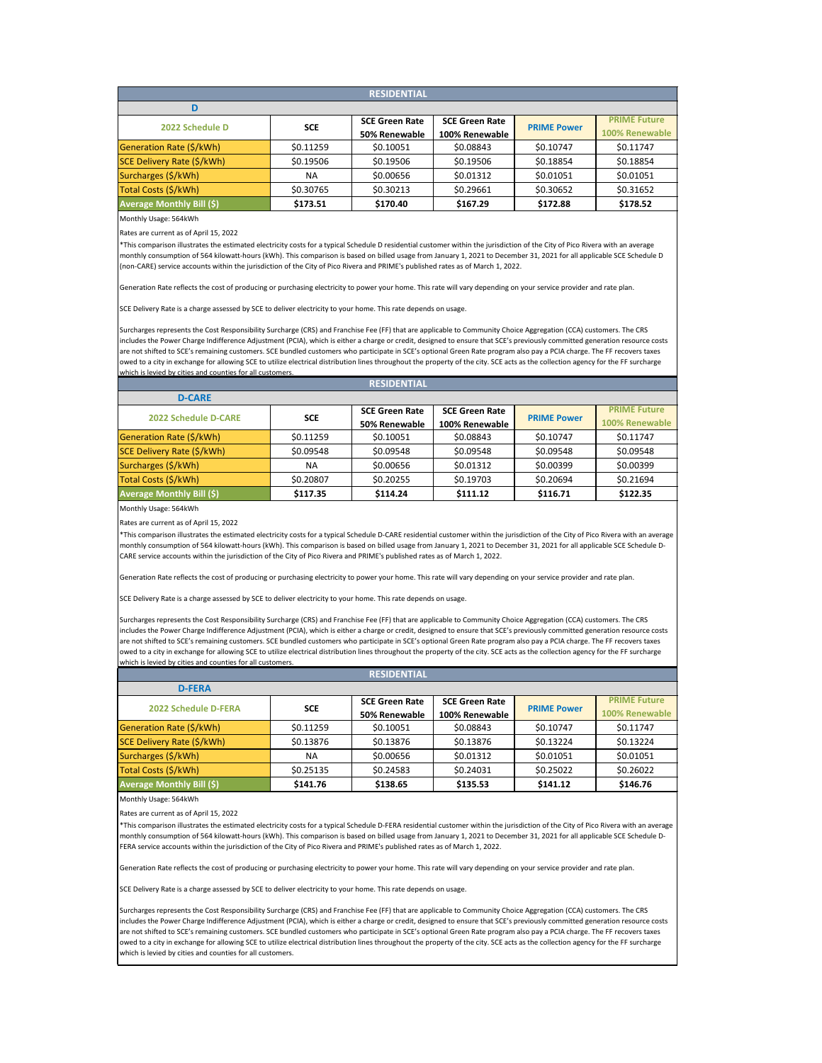## RESIDENTIAL

### D

| 2022 Schedule D | SCE | SCE Green Rate 50% Renewable | SCE Green Rate 100% Renewable | PRIME Power | PRIME Future 100% Renewable |
|---|---|---|---|---|---|
| Generation Rate ($/kWh) | $0.11259 | $0.10051 | $0.08843 | $0.10747 | $0.11747 |
| SCE Delivery Rate ($/kWh) | $0.19506 | $0.19506 | $0.19506 | $0.18854 | $0.18854 |
| Surcharges ($/kWh) | NA | $0.00656 | $0.01312 | $0.01051 | $0.01051 |
| Total Costs ($/kWh) | $0.30765 | $0.30213 | $0.29661 | $0.30652 | $0.31652 |
| **Average Monthly Bill ($)** | **$173.51** | **$170.40** | **$167.29** | **$172.88** | **$178.52** |

Monthly Usage: 564kWh

Rates are current as of April 15, 2022

*This comparison illustrates the estimated electricity costs for a typical Schedule D residential customer within the jurisdiction of the City of Pico Rivera with an average monthly consumption of 564 kilowatt-hours (kWh). This comparison is based on billed usage from January 1, 2021 to December 31, 2021 for all applicable SCE Schedule D (non-CARE) service accounts within the jurisdiction of the City of Pico Rivera and PRIME's published rates as of March 1, 2022.

Generation Rate reflects the cost of producing or purchasing electricity to power your home. This rate will vary depending on your service provider and rate plan.

SCE Delivery Rate is a charge assessed by SCE to deliver electricity to your home. This rate depends on usage.

Surcharges represents the Cost Responsibility Surcharge (CRS) and Franchise Fee (FF) that are applicable to Community Choice Aggregation (CCA) customers. The CRS includes the Power Charge Indifference Adjustment (PCIA), which is either a charge or credit, designed to ensure that SCE's previously committed generation resource costs are not shifted to SCE's remaining customers. SCE bundled customers who participate in SCE's optional Green Rate program also pay a PCIA charge. The FF recovers taxes owed to a city in exchange for allowing SCE to utilize electrical distribution lines throughout the property of the city. SCE acts as the collection agency for the FF surcharge which is levied by cities and counties for all customers.

## RESIDENTIAL

### D-CARE

| 2022 Schedule D-CARE | SCE | SCE Green Rate 50% Renewable | SCE Green Rate 100% Renewable | PRIME Power | PRIME Future 100% Renewable |
|---|---|---|---|---|---|
| Generation Rate ($/kWh) | $0.11259 | $0.10051 | $0.08843 | $0.10747 | $0.11747 |
| SCE Delivery Rate ($/kWh) | $0.09548 | $0.09548 | $0.09548 | $0.09548 | $0.09548 |
| Surcharges ($/kWh) | NA | $0.00656 | $0.01312 | $0.00399 | $0.00399 |
| Total Costs ($/kWh) | $0.20807 | $0.20255 | $0.19703 | $0.20694 | $0.21694 |
| **Average Monthly Bill ($)** | **$117.35** | **$114.24** | **$111.12** | **$116.71** | **$122.35** |

Monthly Usage: 564kWh

Rates are current as of April 15, 2022

*This comparison illustrates the estimated electricity costs for a typical Schedule D-CARE residential customer within the jurisdiction of the City of Pico Rivera with an average monthly consumption of 564 kilowatt-hours (kWh). This comparison is based on billed usage from January 1, 2021 to December 31, 2021 for all applicable SCE Schedule D-CARE service accounts within the jurisdiction of the City of Pico Rivera and PRIME's published rates as of March 1, 2022.

Generation Rate reflects the cost of producing or purchasing electricity to power your home. This rate will vary depending on your service provider and rate plan.

SCE Delivery Rate is a charge assessed by SCE to deliver electricity to your home. This rate depends on usage.

Surcharges represents the Cost Responsibility Surcharge (CRS) and Franchise Fee (FF) that are applicable to Community Choice Aggregation (CCA) customers. The CRS includes the Power Charge Indifference Adjustment (PCIA), which is either a charge or credit, designed to ensure that SCE's previously committed generation resource costs are not shifted to SCE's remaining customers. SCE bundled customers who participate in SCE's optional Green Rate program also pay a PCIA charge. The FF recovers taxes owed to a city in exchange for allowing SCE to utilize electrical distribution lines throughout the property of the city. SCE acts as the collection agency for the FF surcharge which is levied by cities and counties for all customers.

## RESIDENTIAL

### D-FERA

| 2022 Schedule D-FERA | SCE | SCE Green Rate 50% Renewable | SCE Green Rate 100% Renewable | PRIME Power | PRIME Future 100% Renewable |
|---|---|---|---|---|---|
| Generation Rate ($/kWh) | $0.11259 | $0.10051 | $0.08843 | $0.10747 | $0.11747 |
| SCE Delivery Rate ($/kWh) | $0.13876 | $0.13876 | $0.13876 | $0.13224 | $0.13224 |
| Surcharges ($/kWh) | NA | $0.00656 | $0.01312 | $0.01051 | $0.01051 |
| Total Costs ($/kWh) | $0.25135 | $0.24583 | $0.24031 | $0.25022 | $0.26022 |
| **Average Monthly Bill ($)** | **$141.76** | **$138.65** | **$135.53** | **$141.12** | **$146.76** |

Monthly Usage: 564kWh

Rates are current as of April 15, 2022

*This comparison illustrates the estimated electricity costs for a typical Schedule D-FERA residential customer within the jurisdiction of the City of Pico Rivera with an average monthly consumption of 564 kilowatt-hours (kWh). This comparison is based on billed usage from January 1, 2021 to December 31, 2021 for all applicable SCE Schedule D-FERA service accounts within the jurisdiction of the City of Pico Rivera and PRIME's published rates as of March 1, 2022.

Generation Rate reflects the cost of producing or purchasing electricity to power your home. This rate will vary depending on your service provider and rate plan.

SCE Delivery Rate is a charge assessed by SCE to deliver electricity to your home. This rate depends on usage.

Surcharges represents the Cost Responsibility Surcharge (CRS) and Franchise Fee (FF) that are applicable to Community Choice Aggregation (CCA) customers. The CRS includes the Power Charge Indifference Adjustment (PCIA), which is either a charge or credit, designed to ensure that SCE's previously committed generation resource costs are not shifted to SCE's remaining customers. SCE bundled customers who participate in SCE's optional Green Rate program also pay a PCIA charge. The FF recovers taxes owed to a city in exchange for allowing SCE to utilize electrical distribution lines throughout the property of the city. SCE acts as the collection agency for the FF surcharge which is levied by cities and counties for all customers.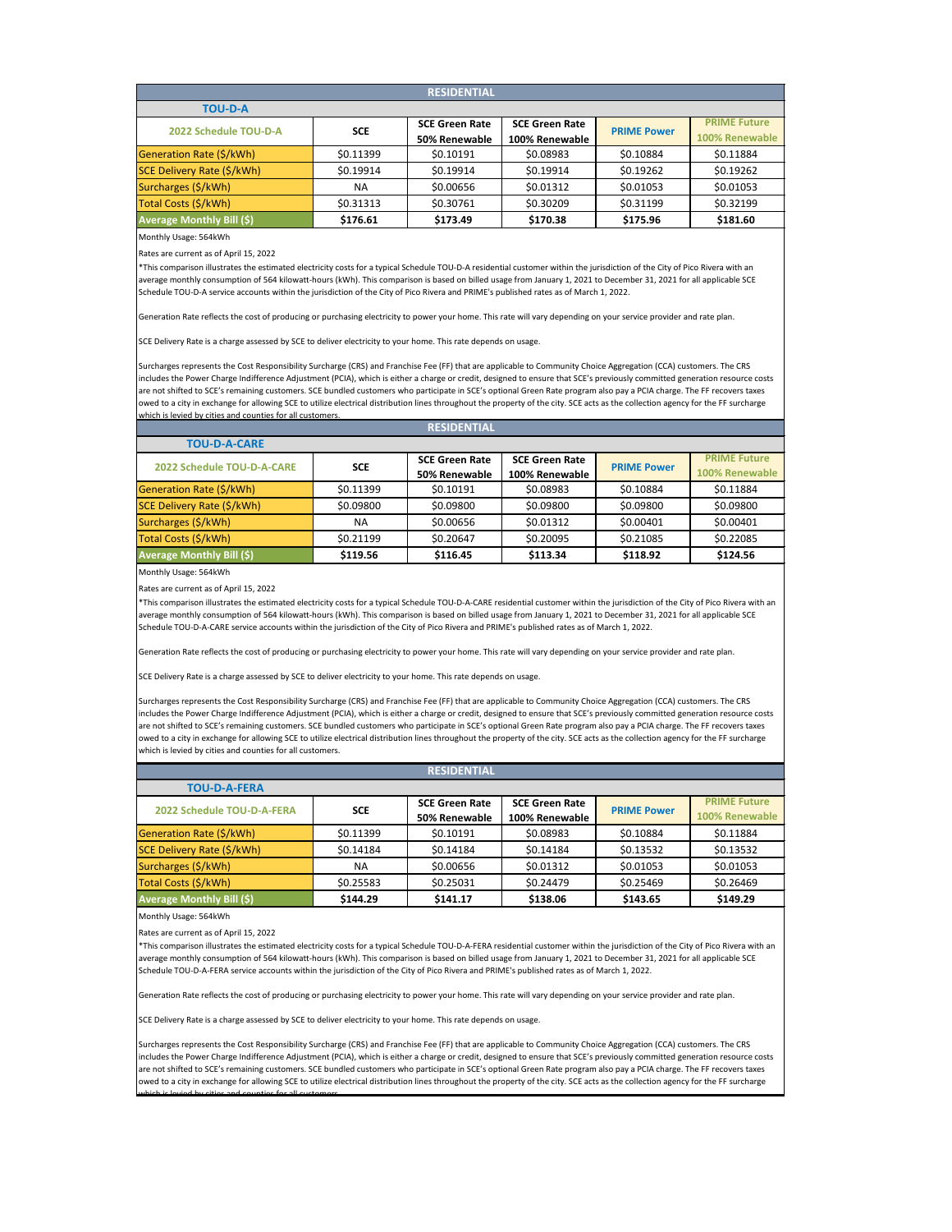## RESIDENTIAL

### TOU-D-A

| 2022 Schedule TOU-D-A | SCE | SCE Green Rate 50% Renewable | SCE Green Rate 100% Renewable | PRIME Power | PRIME Future 100% Renewable |
|---|---|---|---|---|---|
| Generation Rate ($/kWh) | $0.11399 | $0.10191 | $0.08983 | $0.10884 | $0.11884 |
| SCE Delivery Rate ($/kWh) | $0.19914 | $0.19914 | $0.19914 | $0.19262 | $0.19262 |
| Surcharges ($/kWh) | NA | $0.00656 | $0.01312 | $0.01053 | $0.01053 |
| Total Costs ($/kWh) | $0.31313 | $0.30761 | $0.30209 | $0.31199 | $0.32199 |
| **Average Monthly Bill ($)** | **$176.61** | **$173.49** | **$170.38** | **$175.96** | **$181.60** |

Monthly Usage: 564kWh

Rates are current as of April 15, 2022

*This comparison illustrates the estimated electricity costs for a typical Schedule TOU-D-A residential customer within the jurisdiction of the City of Pico Rivera with an average monthly consumption of 564 kilowatt-hours (kWh). This comparison is based on billed usage from January 1, 2021 to December 31, 2021 for all applicable SCE Schedule TOU-D-A service accounts within the jurisdiction of the City of Pico Rivera and PRIME's published rates as of March 1, 2022.

Generation Rate reflects the cost of producing or purchasing electricity to power your home. This rate will vary depending on your service provider and rate plan.

SCE Delivery Rate is a charge assessed by SCE to deliver electricity to your home. This rate depends on usage.

Surcharges represents the Cost Responsibility Surcharge (CRS) and Franchise Fee (FF) that are applicable to Community Choice Aggregation (CCA) customers. The CRS includes the Power Charge Indifference Adjustment (PCIA), which is either a charge or credit, designed to ensure that SCE's previously committed generation resource costs are not shifted to SCE's remaining customers. SCE bundled customers who participate in SCE's optional Green Rate program also pay a PCIA charge. The FF recovers taxes owed to a city in exchange for allowing SCE to utilize electrical distribution lines throughout the property of the city. SCE acts as the collection agency for the FF surcharge which is levied by cities and counties for all customers.

## RESIDENTIAL

### TOU-D-A-CARE

| 2022 Schedule TOU-D-A-CARE | SCE | SCE Green Rate 50% Renewable | SCE Green Rate 100% Renewable | PRIME Power | PRIME Future 100% Renewable |
|---|---|---|---|---|---|
| Generation Rate ($/kWh) | $0.11399 | $0.10191 | $0.08983 | $0.10884 | $0.11884 |
| SCE Delivery Rate ($/kWh) | $0.09800 | $0.09800 | $0.09800 | $0.09800 | $0.09800 |
| Surcharges ($/kWh) | NA | $0.00656 | $0.01312 | $0.00401 | $0.00401 |
| Total Costs ($/kWh) | $0.21199 | $0.20647 | $0.20095 | $0.21085 | $0.22085 |
| **Average Monthly Bill ($)** | **$119.56** | **$116.45** | **$113.34** | **$118.92** | **$124.56** |

Monthly Usage: 564kWh

Rates are current as of April 15, 2022

*This comparison illustrates the estimated electricity costs for a typical Schedule TOU-D-A-CARE residential customer within the jurisdiction of the City of Pico Rivera with an average monthly consumption of 564 kilowatt-hours (kWh). This comparison is based on billed usage from January 1, 2021 to December 31, 2021 for all applicable SCE Schedule TOU-D-A-CARE service accounts within the jurisdiction of the City of Pico Rivera and PRIME's published rates as of March 1, 2022.

Generation Rate reflects the cost of producing or purchasing electricity to power your home. This rate will vary depending on your service provider and rate plan.

SCE Delivery Rate is a charge assessed by SCE to deliver electricity to your home. This rate depends on usage.

Surcharges represents the Cost Responsibility Surcharge (CRS) and Franchise Fee (FF) that are applicable to Community Choice Aggregation (CCA) customers. The CRS includes the Power Charge Indifference Adjustment (PCIA), which is either a charge or credit, designed to ensure that SCE's previously committed generation resource costs are not shifted to SCE's remaining customers. SCE bundled customers who participate in SCE's optional Green Rate program also pay a PCIA charge. The FF recovers taxes owed to a city in exchange for allowing SCE to utilize electrical distribution lines throughout the property of the city. SCE acts as the collection agency for the FF surcharge which is levied by cities and counties for all customers.

## RESIDENTIAL

### TOU-D-A-FERA

| 2022 Schedule TOU-D-A-FERA | SCE | SCE Green Rate 50% Renewable | SCE Green Rate 100% Renewable | PRIME Power | PRIME Future 100% Renewable |
|---|---|---|---|---|---|
| Generation Rate ($/kWh) | $0.11399 | $0.10191 | $0.08983 | $0.10884 | $0.11884 |
| SCE Delivery Rate ($/kWh) | $0.14184 | $0.14184 | $0.14184 | $0.13532 | $0.13532 |
| Surcharges ($/kWh) | NA | $0.00656 | $0.01312 | $0.01053 | $0.01053 |
| Total Costs ($/kWh) | $0.25583 | $0.25031 | $0.24479 | $0.25469 | $0.26469 |
| **Average Monthly Bill ($)** | **$144.29** | **$141.17** | **$138.06** | **$143.65** | **$149.29** |

Monthly Usage: 564kWh

Rates are current as of April 15, 2022

*This comparison illustrates the estimated electricity costs for a typical Schedule TOU-D-A-FERA residential customer within the jurisdiction of the City of Pico Rivera with an average monthly consumption of 564 kilowatt-hours (kWh). This comparison is based on billed usage from January 1, 2021 to December 31, 2021 for all applicable SCE Schedule TOU-D-A-FERA service accounts within the jurisdiction of the City of Pico Rivera and PRIME's published rates as of March 1, 2022.

Generation Rate reflects the cost of producing or purchasing electricity to power your home. This rate will vary depending on your service provider and rate plan.

SCE Delivery Rate is a charge assessed by SCE to deliver electricity to your home. This rate depends on usage.

Surcharges represents the Cost Responsibility Surcharge (CRS) and Franchise Fee (FF) that are applicable to Community Choice Aggregation (CCA) customers. The CRS includes the Power Charge Indifference Adjustment (PCIA), which is either a charge or credit, designed to ensure that SCE's previously committed generation resource costs are not shifted to SCE's remaining customers. SCE bundled customers who participate in SCE's optional Green Rate program also pay a PCIA charge. The FF recovers taxes owed to a city in exchange for allowing SCE to utilize electrical distribution lines throughout the property of the city. SCE acts as the collection agency for the FF surcharge which is levied by cities and counties for all customers.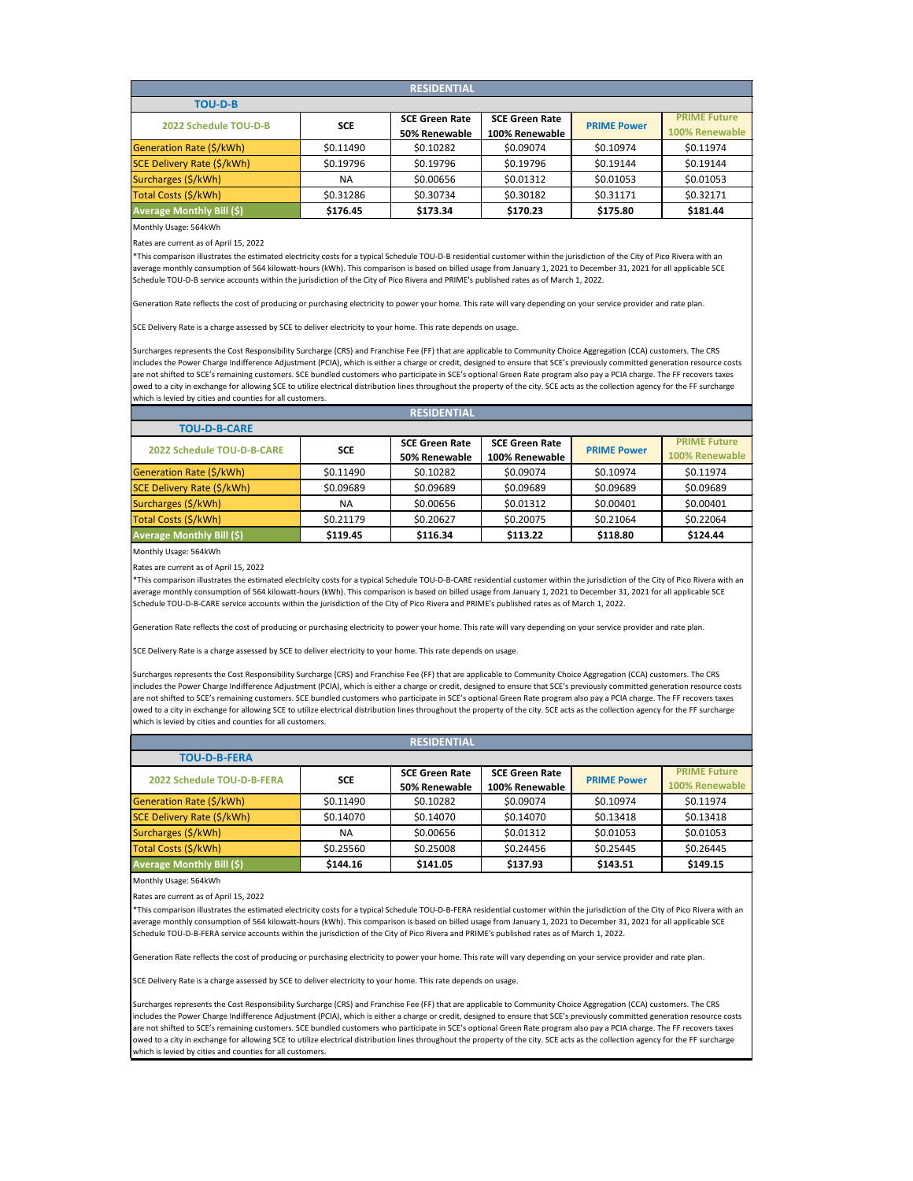## RESIDENTIAL

### TOU-D-B

| 2022 Schedule TOU-D-B | SCE | SCE Green Rate 50% Renewable | SCE Green Rate 100% Renewable | PRIME Power | PRIME Future 100% Renewable |
|---|---|---|---|---|---|
| Generation Rate ($/kWh) | $0.11490 | $0.10282 | $0.09074 | $0.10974 | $0.11974 |
| SCE Delivery Rate ($/kWh) | $0.19796 | $0.19796 | $0.19796 | $0.19144 | $0.19144 |
| Surcharges ($/kWh) | NA | $0.00656 | $0.01312 | $0.01053 | $0.01053 |
| Total Costs ($/kWh) | $0.31286 | $0.30734 | $0.30182 | $0.31171 | $0.32171 |
| **Average Monthly Bill ($)** | **$176.45** | **$173.34** | **$170.23** | **$175.80** | **$181.44** |

Monthly Usage: 564kWh

Rates are current as of April 15, 2022

*This comparison illustrates the estimated electricity costs for a typical Schedule TOU-D-B residential customer within the jurisdiction of the City of Pico Rivera with an average monthly consumption of 564 kilowatt-hours (kWh). This comparison is based on billed usage from January 1, 2021 to December 31, 2021 for all applicable SCE Schedule TOU-D-B service accounts within the jurisdiction of the City of Pico Rivera and PRIME's published rates as of March 1, 2022.

Generation Rate reflects the cost of producing or purchasing electricity to power your home. This rate will vary depending on your service provider and rate plan.

SCE Delivery Rate is a charge assessed by SCE to deliver electricity to your home. This rate depends on usage.

Surcharges represents the Cost Responsibility Surcharge (CRS) and Franchise Fee (FF) that are applicable to Community Choice Aggregation (CCA) customers. The CRS includes the Power Charge Indifference Adjustment (PCIA), which is either a charge or credit, designed to ensure that SCE's previously committed generation resource costs are not shifted to SCE's remaining customers. SCE bundled customers who participate in SCE's optional Green Rate program also pay a PCIA charge. The FF recovers taxes owed to a city in exchange for allowing SCE to utilize electrical distribution lines throughout the property of the city. SCE acts as the collection agency for the FF surcharge which is levied by cities and counties for all customers.

## RESIDENTIAL

### TOU-D-B-CARE

| 2022 Schedule TOU-D-B-CARE | SCE | SCE Green Rate 50% Renewable | SCE Green Rate 100% Renewable | PRIME Power | PRIME Future 100% Renewable |
|---|---|---|---|---|---|
| Generation Rate ($/kWh) | $0.11490 | $0.10282 | $0.09074 | $0.10974 | $0.11974 |
| SCE Delivery Rate ($/kWh) | $0.09689 | $0.09689 | $0.09689 | $0.09689 | $0.09689 |
| Surcharges ($/kWh) | NA | $0.00656 | $0.01312 | $0.00401 | $0.00401 |
| Total Costs ($/kWh) | $0.21179 | $0.20627 | $0.20075 | $0.21064 | $0.22064 |
| **Average Monthly Bill ($)** | **$119.45** | **$116.34** | **$113.22** | **$118.80** | **$124.44** |

Monthly Usage: 564kWh

Rates are current as of April 15, 2022

*This comparison illustrates the estimated electricity costs for a typical Schedule TOU-D-B-CARE residential customer within the jurisdiction of the City of Pico Rivera with an average monthly consumption of 564 kilowatt-hours (kWh). This comparison is based on billed usage from January 1, 2021 to December 31, 2021 for all applicable SCE Schedule TOU-D-B-CARE service accounts within the jurisdiction of the City of Pico Rivera and PRIME's published rates as of March 1, 2022.

Generation Rate reflects the cost of producing or purchasing electricity to power your home. This rate will vary depending on your service provider and rate plan.

SCE Delivery Rate is a charge assessed by SCE to deliver electricity to your home. This rate depends on usage.

Surcharges represents the Cost Responsibility Surcharge (CRS) and Franchise Fee (FF) that are applicable to Community Choice Aggregation (CCA) customers. The CRS includes the Power Charge Indifference Adjustment (PCIA), which is either a charge or credit, designed to ensure that SCE's previously committed generation resource costs are not shifted to SCE's remaining customers. SCE bundled customers who participate in SCE's optional Green Rate program also pay a PCIA charge. The FF recovers taxes owed to a city in exchange for allowing SCE to utilize electrical distribution lines throughout the property of the city. SCE acts as the collection agency for the FF surcharge which is levied by cities and counties for all customers.

## RESIDENTIAL

### TOU-D-B-FERA

| 2022 Schedule TOU-D-B-FERA | SCE | SCE Green Rate 50% Renewable | SCE Green Rate 100% Renewable | PRIME Power | PRIME Future 100% Renewable |
|---|---|---|---|---|---|
| Generation Rate ($/kWh) | $0.11490 | $0.10282 | $0.09074 | $0.10974 | $0.11974 |
| SCE Delivery Rate ($/kWh) | $0.14070 | $0.14070 | $0.14070 | $0.13418 | $0.13418 |
| Surcharges ($/kWh) | NA | $0.00656 | $0.01312 | $0.01053 | $0.01053 |
| Total Costs ($/kWh) | $0.25560 | $0.25008 | $0.24456 | $0.25445 | $0.26445 |
| **Average Monthly Bill ($)** | **$144.16** | **$141.05** | **$137.93** | **$143.51** | **$149.15** |

Monthly Usage: 564kWh

Rates are current as of April 15, 2022

*This comparison illustrates the estimated electricity costs for a typical Schedule TOU-D-B-FERA residential customer within the jurisdiction of the City of Pico Rivera with an average monthly consumption of 564 kilowatt-hours (kWh). This comparison is based on billed usage from January 1, 2021 to December 31, 2021 for all applicable SCE Schedule TOU-D-B-FERA service accounts within the jurisdiction of the City of Pico Rivera and PRIME's published rates as of March 1, 2022.

Generation Rate reflects the cost of producing or purchasing electricity to power your home. This rate will vary depending on your service provider and rate plan.

SCE Delivery Rate is a charge assessed by SCE to deliver electricity to your home. This rate depends on usage.

Surcharges represents the Cost Responsibility Surcharge (CRS) and Franchise Fee (FF) that are applicable to Community Choice Aggregation (CCA) customers. The CRS includes the Power Charge Indifference Adjustment (PCIA), which is either a charge or credit, designed to ensure that SCE's previously committed generation resource costs are not shifted to SCE's remaining customers. SCE bundled customers who participate in SCE's optional Green Rate program also pay a PCIA charge. The FF recovers taxes owed to a city in exchange for allowing SCE to utilize electrical distribution lines throughout the property of the city. SCE acts as the collection agency for the FF surcharge which is levied by cities and counties for all customers.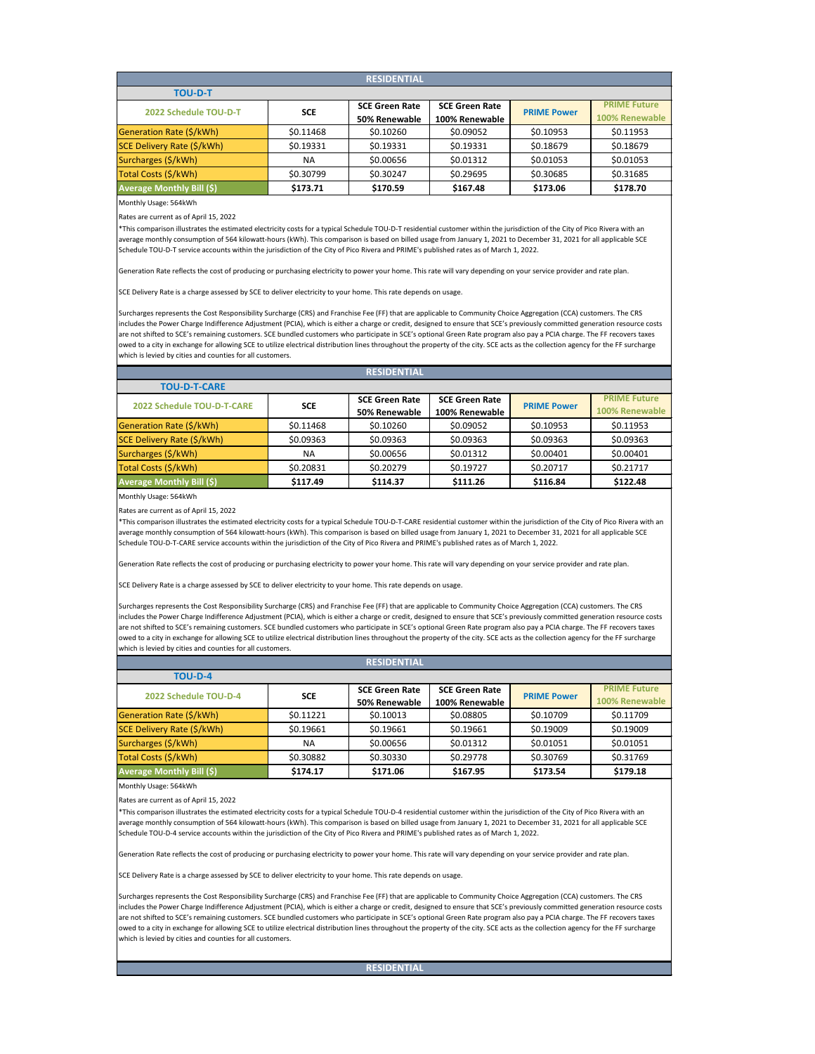## RESIDENTIAL

### TOU-D-T

| 2022 Schedule TOU-D-T | SCE | SCE Green Rate 50% Renewable | SCE Green Rate 100% Renewable | PRIME Power | PRIME Future 100% Renewable |
|---|---|---|---|---|---|
| Generation Rate ($/kWh) | $0.11468 | $0.10260 | $0.09052 | $0.10953 | $0.11953 |
| SCE Delivery Rate ($/kWh) | $0.19331 | $0.19331 | $0.19331 | $0.18679 | $0.18679 |
| Surcharges ($/kWh) | NA | $0.00656 | $0.01312 | $0.01053 | $0.01053 |
| Total Costs ($/kWh) | $0.30799 | $0.30247 | $0.29695 | $0.30685 | $0.31685 |
| **Average Monthly Bill ($)** | **$173.71** | **$170.59** | **$167.48** | **$173.06** | **$178.70** |

Monthly Usage: 564kWh

Rates are current as of April 15, 2022

*This comparison illustrates the estimated electricity costs for a typical Schedule TOU-D-T residential customer within the jurisdiction of the City of Pico Rivera with an average monthly consumption of 564 kilowatt-hours (kWh). This comparison is based on billed usage from January 1, 2021 to December 31, 2021 for all applicable SCE Schedule TOU-D-T service accounts within the jurisdiction of the City of Pico Rivera and PRIME's published rates as of March 1, 2022.

Generation Rate reflects the cost of producing or purchasing electricity to power your home. This rate will vary depending on your service provider and rate plan.

SCE Delivery Rate is a charge assessed by SCE to deliver electricity to your home. This rate depends on usage.

Surcharges represents the Cost Responsibility Surcharge (CRS) and Franchise Fee (FF) that are applicable to Community Choice Aggregation (CCA) customers. The CRS includes the Power Charge Indifference Adjustment (PCIA), which is either a charge or credit, designed to ensure that SCE's previously committed generation resource costs are not shifted to SCE's remaining customers. SCE bundled customers who participate in SCE's optional Green Rate program also pay a PCIA charge. The FF recovers taxes owed to a city in exchange for allowing SCE to utilize electrical distribution lines throughout the property of the city. SCE acts as the collection agency for the FF surcharge which is levied by cities and counties for all customers.

## RESIDENTIAL

### TOU-D-T-CARE

| 2022 Schedule TOU-D-T-CARE | SCE | SCE Green Rate 50% Renewable | SCE Green Rate 100% Renewable | PRIME Power | PRIME Future 100% Renewable |
|---|---|---|---|---|---|
| Generation Rate ($/kWh) | $0.11468 | $0.10260 | $0.09052 | $0.10953 | $0.11953 |
| SCE Delivery Rate ($/kWh) | $0.09363 | $0.09363 | $0.09363 | $0.09363 | $0.09363 |
| Surcharges ($/kWh) | NA | $0.00656 | $0.01312 | $0.00401 | $0.00401 |
| Total Costs ($/kWh) | $0.20831 | $0.20279 | $0.19727 | $0.20717 | $0.21717 |
| **Average Monthly Bill ($)** | **$117.49** | **$114.37** | **$111.26** | **$116.84** | **$122.48** |

Monthly Usage: 564kWh

Rates are current as of April 15, 2022

*This comparison illustrates the estimated electricity costs for a typical Schedule TOU-D-T-CARE residential customer within the jurisdiction of the City of Pico Rivera with an average monthly consumption of 564 kilowatt-hours (kWh). This comparison is based on billed usage from January 1, 2021 to December 31, 2021 for all applicable SCE Schedule TOU-D-T-CARE service accounts within the jurisdiction of the City of Pico Rivera and PRIME's published rates as of March 1, 2022.

Generation Rate reflects the cost of producing or purchasing electricity to power your home. This rate will vary depending on your service provider and rate plan.

SCE Delivery Rate is a charge assessed by SCE to deliver electricity to your home. This rate depends on usage.

Surcharges represents the Cost Responsibility Surcharge (CRS) and Franchise Fee (FF) that are applicable to Community Choice Aggregation (CCA) customers. The CRS includes the Power Charge Indifference Adjustment (PCIA), which is either a charge or credit, designed to ensure that SCE's previously committed generation resource costs are not shifted to SCE's remaining customers. SCE bundled customers who participate in SCE's optional Green Rate program also pay a PCIA charge. The FF recovers taxes owed to a city in exchange for allowing SCE to utilize electrical distribution lines throughout the property of the city. SCE acts as the collection agency for the FF surcharge which is levied by cities and counties for all customers.

## RESIDENTIAL

### TOU-D-4

| 2022 Schedule TOU-D-4 | SCE | SCE Green Rate 50% Renewable | SCE Green Rate 100% Renewable | PRIME Power | PRIME Future 100% Renewable |
|---|---|---|---|---|---|
| Generation Rate ($/kWh) | $0.11221 | $0.10013 | $0.08805 | $0.10709 | $0.11709 |
| SCE Delivery Rate ($/kWh) | $0.19661 | $0.19661 | $0.19661 | $0.19009 | $0.19009 |
| Surcharges ($/kWh) | NA | $0.00656 | $0.01312 | $0.01051 | $0.01051 |
| Total Costs ($/kWh) | $0.30882 | $0.30330 | $0.29778 | $0.30769 | $0.31769 |
| **Average Monthly Bill ($)** | **$174.17** | **$171.06** | **$167.95** | **$173.54** | **$179.18** |

Monthly Usage: 564kWh

Rates are current as of April 15, 2022

*This comparison illustrates the estimated electricity costs for a typical Schedule TOU-D-4 residential customer within the jurisdiction of the City of Pico Rivera with an average monthly consumption of 564 kilowatt-hours (kWh). This comparison is based on billed usage from January 1, 2021 to December 31, 2021 for all applicable SCE Schedule TOU-D-4 service accounts within the jurisdiction of the City of Pico Rivera and PRIME's published rates as of March 1, 2022.

Generation Rate reflects the cost of producing or purchasing electricity to power your home. This rate will vary depending on your service provider and rate plan.

SCE Delivery Rate is a charge assessed by SCE to deliver electricity to your home. This rate depends on usage.

Surcharges represents the Cost Responsibility Surcharge (CRS) and Franchise Fee (FF) that are applicable to Community Choice Aggregation (CCA) customers. The CRS includes the Power Charge Indifference Adjustment (PCIA), which is either a charge or credit, designed to ensure that SCE's previously committed generation resource costs are not shifted to SCE's remaining customers. SCE bundled customers who participate in SCE's optional Green Rate program also pay a PCIA charge. The FF recovers taxes owed to a city in exchange for allowing SCE to utilize electrical distribution lines throughout the property of the city. SCE acts as the collection agency for the FF surcharge which is levied by cities and counties for all customers.

## RESIDENTIAL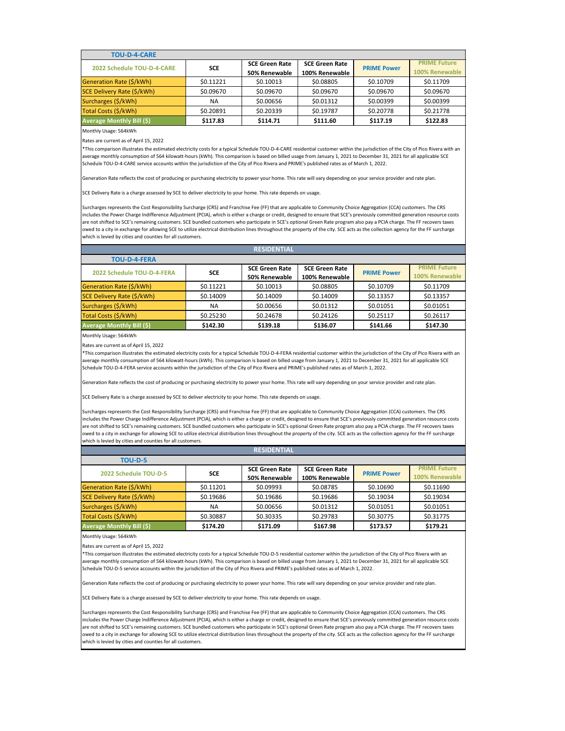## TOU-D-4-CARE

| 2022 Schedule TOU-D-4-CARE | SCE | SCE Green Rate 50% Renewable | SCE Green Rate 100% Renewable | PRIME Power | PRIME Future 100% Renewable |
|---|---|---|---|---|---|
| Generation Rate ($/kWh) | $0.11221 | $0.10013 | $0.08805 | $0.10709 | $0.11709 |
| SCE Delivery Rate ($/kWh) | $0.09670 | $0.09670 | $0.09670 | $0.09670 | $0.09670 |
| Surcharges ($/kWh) | NA | $0.00656 | $0.01312 | $0.00399 | $0.00399 |
| Total Costs ($/kWh) | $0.20891 | $0.20339 | $0.19787 | $0.20778 | $0.21778 |
| **Average Monthly Bill ($)** | **$117.83** | **$114.71** | **$111.60** | **$117.19** | **$122.83** |

Monthly Usage: 564kWh

Rates are current as of April 15, 2022

*This comparison illustrates the estimated electricity costs for a typical Schedule TOU-D-4-CARE residential customer within the jurisdiction of the City of Pico Rivera with an average monthly consumption of 564 kilowatt-hours (kWh). This comparison is based on billed usage from January 1, 2021 to December 31, 2021 for all applicable SCE Schedule TOU-D-4-CARE service accounts within the jurisdiction of the City of Pico Rivera and PRIME's published rates as of March 1, 2022.

Generation Rate reflects the cost of producing or purchasing electricity to power your home. This rate will vary depending on your service provider and rate plan.

SCE Delivery Rate is a charge assessed by SCE to deliver electricity to your home. This rate depends on usage.

Surcharges represents the Cost Responsibility Surcharge (CRS) and Franchise Fee (FF) that are applicable to Community Choice Aggregation (CCA) customers. The CRS includes the Power Charge Indifference Adjustment (PCIA), which is either a charge or credit, designed to ensure that SCE's previously committed generation resource costs are not shifted to SCE's remaining customers. SCE bundled customers who participate in SCE's optional Green Rate program also pay a PCIA charge. The FF recovers taxes owed to a city in exchange for allowing SCE to utilize electrical distribution lines throughout the property of the city. SCE acts as the collection agency for the FF surcharge which is levied by cities and counties for all customers.

# RESIDENTIAL

## TOU-D-4-FERA

| 2022 Schedule TOU-D-4-FERA | SCE | SCE Green Rate 50% Renewable | SCE Green Rate 100% Renewable | PRIME Power | PRIME Future 100% Renewable |
|---|---|---|---|---|---|
| Generation Rate ($/kWh) | $0.11221 | $0.10013 | $0.08805 | $0.10709 | $0.11709 |
| SCE Delivery Rate ($/kWh) | $0.14009 | $0.14009 | $0.14009 | $0.13357 | $0.13357 |
| Surcharges ($/kWh) | NA | $0.00656 | $0.01312 | $0.01051 | $0.01051 |
| Total Costs ($/kWh) | $0.25230 | $0.24678 | $0.24126 | $0.25117 | $0.26117 |
| **Average Monthly Bill ($)** | **$142.30** | **$139.18** | **$136.07** | **$141.66** | **$147.30** |

Monthly Usage: 564kWh

Rates are current as of April 15, 2022

*This comparison illustrates the estimated electricity costs for a typical Schedule TOU-D-4-FERA residential customer within the jurisdiction of the City of Pico Rivera with an average monthly consumption of 564 kilowatt-hours (kWh). This comparison is based on billed usage from January 1, 2021 to December 31, 2021 for all applicable SCE Schedule TOU-D-4-FERA service accounts within the jurisdiction of the City of Pico Rivera and PRIME's published rates as of March 1, 2022.

Generation Rate reflects the cost of producing or purchasing electricity to power your home. This rate will vary depending on your service provider and rate plan.

SCE Delivery Rate is a charge assessed by SCE to deliver electricity to your home. This rate depends on usage.

Surcharges represents the Cost Responsibility Surcharge (CRS) and Franchise Fee (FF) that are applicable to Community Choice Aggregation (CCA) customers. The CRS includes the Power Charge Indifference Adjustment (PCIA), which is either a charge or credit, designed to ensure that SCE's previously committed generation resource costs are not shifted to SCE's remaining customers. SCE bundled customers who participate in SCE's optional Green Rate program also pay a PCIA charge. The FF recovers taxes owed to a city in exchange for allowing SCE to utilize electrical distribution lines throughout the property of the city. SCE acts as the collection agency for the FF surcharge which is levied by cities and counties for all customers.

# RESIDENTIAL

## TOU-D-5

| 2022 Schedule TOU-D-5 | SCE | SCE Green Rate 50% Renewable | SCE Green Rate 100% Renewable | PRIME Power | PRIME Future 100% Renewable |
|---|---|---|---|---|---|
| Generation Rate ($/kWh) | $0.11201 | $0.09993 | $0.08785 | $0.10690 | $0.11690 |
| SCE Delivery Rate ($/kWh) | $0.19686 | $0.19686 | $0.19686 | $0.19034 | $0.19034 |
| Surcharges ($/kWh) | NA | $0.00656 | $0.01312 | $0.01051 | $0.01051 |
| Total Costs ($/kWh) | $0.30887 | $0.30335 | $0.29783 | $0.30775 | $0.31775 |
| **Average Monthly Bill ($)** | **$174.20** | **$171.09** | **$167.98** | **$173.57** | **$179.21** |

Monthly Usage: 564kWh

Rates are current as of April 15, 2022

*This comparison illustrates the estimated electricity costs for a typical Schedule TOU-D-5 residential customer within the jurisdiction of the City of Pico Rivera with an average monthly consumption of 564 kilowatt-hours (kWh). This comparison is based on billed usage from January 1, 2021 to December 31, 2021 for all applicable SCE Schedule TOU-D-5 service accounts within the jurisdiction of the City of Pico Rivera and PRIME's published rates as of March 1, 2022.

Generation Rate reflects the cost of producing or purchasing electricity to power your home. This rate will vary depending on your service provider and rate plan.

SCE Delivery Rate is a charge assessed by SCE to deliver electricity to your home. This rate depends on usage.

Surcharges represents the Cost Responsibility Surcharge (CRS) and Franchise Fee (FF) that are applicable to Community Choice Aggregation (CCA) customers. The CRS includes the Power Charge Indifference Adjustment (PCIA), which is either a charge or credit, designed to ensure that SCE's previously committed generation resource costs are not shifted to SCE's remaining customers. SCE bundled customers who participate in SCE's optional Green Rate program also pay a PCIA charge. The FF recovers taxes owed to a city in exchange for allowing SCE to utilize electrical distribution lines throughout the property of the city. SCE acts as the collection agency for the FF surcharge which is levied by cities and counties for all customers.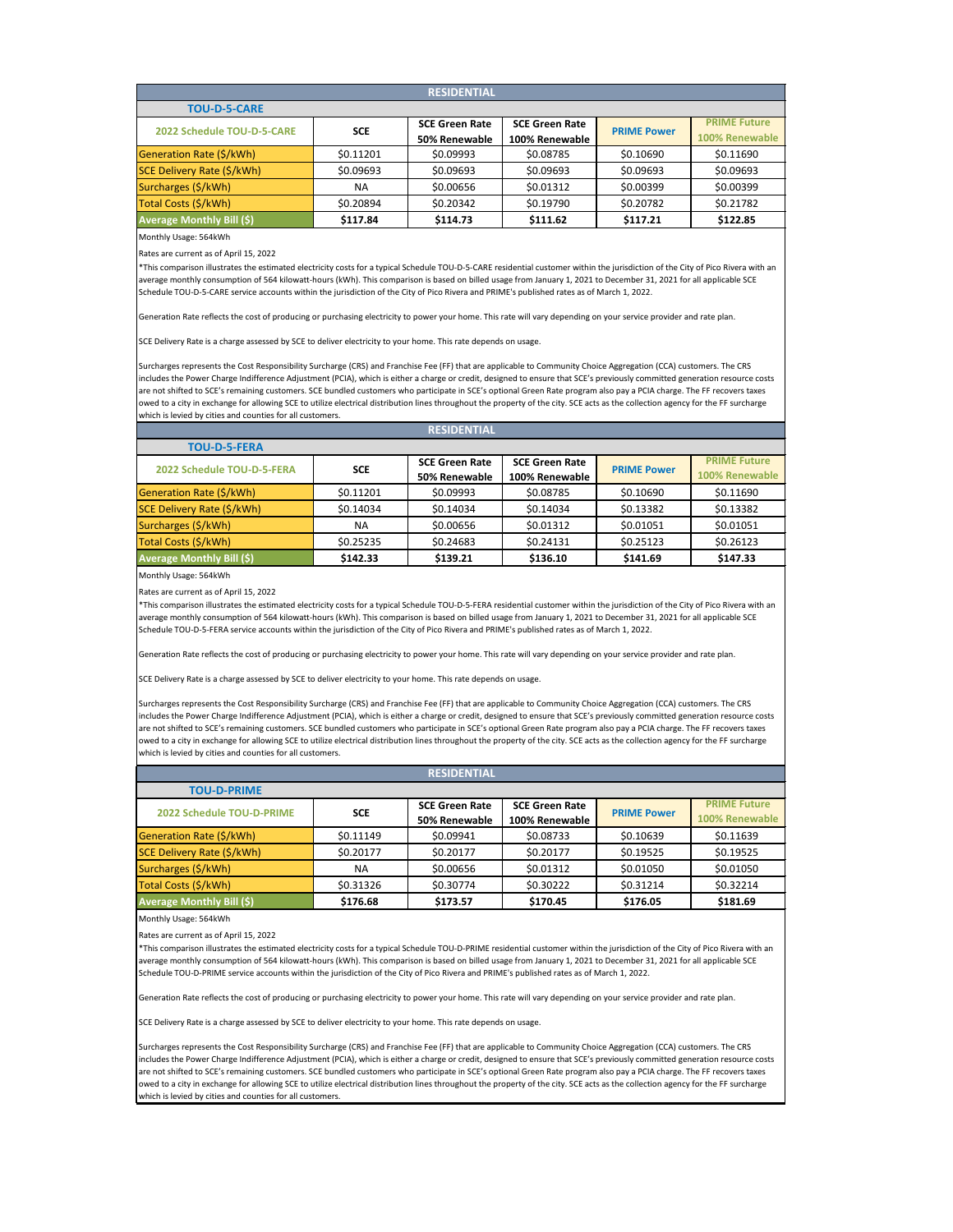## RESIDENTIAL

### TOU-D-5-CARE

| 2022 Schedule TOU-D-5-CARE | SCE | SCE Green Rate 50% Renewable | SCE Green Rate 100% Renewable | PRIME Power | PRIME Future 100% Renewable |
|---|---|---|---|---|---|
| Generation Rate ($/kWh) | $0.11201 | $0.09993 | $0.08785 | $0.10690 | $0.11690 |
| SCE Delivery Rate ($/kWh) | $0.09693 | $0.09693 | $0.09693 | $0.09693 | $0.09693 |
| Surcharges ($/kWh) | NA | $0.00656 | $0.01312 | $0.00399 | $0.00399 |
| Total Costs ($/kWh) | $0.20894 | $0.20342 | $0.19790 | $0.20782 | $0.21782 |
| Average Monthly Bill ($) | **$117.84** | **$114.73** | **$111.62** | **$117.21** | **$122.85** |

Monthly Usage: 564kWh

Rates are current as of April 15, 2022

*This comparison illustrates the estimated electricity costs for a typical Schedule TOU-D-5-CARE residential customer within the jurisdiction of the City of Pico Rivera with an average monthly consumption of 564 kilowatt-hours (kWh). This comparison is based on billed usage from January 1, 2021 to December 31, 2021 for all applicable SCE Schedule TOU-D-5-CARE service accounts within the jurisdiction of the City of Pico Rivera and PRIME's published rates as of March 1, 2022.

Generation Rate reflects the cost of producing or purchasing electricity to power your home. This rate will vary depending on your service provider and rate plan.

SCE Delivery Rate is a charge assessed by SCE to deliver electricity to your home. This rate depends on usage.

Surcharges represents the Cost Responsibility Surcharge (CRS) and Franchise Fee (FF) that are applicable to Community Choice Aggregation (CCA) customers. The CRS includes the Power Charge Indifference Adjustment (PCIA), which is either a charge or credit, designed to ensure that SCE's previously committed generation resource costs are not shifted to SCE's remaining customers. SCE bundled customers who participate in SCE's optional Green Rate program also pay a PCIA charge. The FF recovers taxes owed to a city in exchange for allowing SCE to utilize electrical distribution lines throughout the property of the city. SCE acts as the collection agency for the FF surcharge which is levied by cities and counties for all customers.

## RESIDENTIAL

### TOU-D-5-FERA

| 2022 Schedule TOU-D-5-FERA | SCE | SCE Green Rate 50% Renewable | SCE Green Rate 100% Renewable | PRIME Power | PRIME Future 100% Renewable |
|---|---|---|---|---|---|
| Generation Rate ($/kWh) | $0.11201 | $0.09993 | $0.08785 | $0.10690 | $0.11690 |
| SCE Delivery Rate ($/kWh) | $0.14034 | $0.14034 | $0.14034 | $0.13382 | $0.13382 |
| Surcharges ($/kWh) | NA | $0.00656 | $0.01312 | $0.01051 | $0.01051 |
| Total Costs ($/kWh) | $0.25235 | $0.24683 | $0.24131 | $0.25123 | $0.26123 |
| Average Monthly Bill ($) | **$142.33** | **$139.21** | **$136.10** | **$141.69** | **$147.33** |

Monthly Usage: 564kWh

Rates are current as of April 15, 2022

*This comparison illustrates the estimated electricity costs for a typical Schedule TOU-D-5-FERA residential customer within the jurisdiction of the City of Pico Rivera with an average monthly consumption of 564 kilowatt-hours (kWh). This comparison is based on billed usage from January 1, 2021 to December 31, 2021 for all applicable SCE Schedule TOU-D-5-FERA service accounts within the jurisdiction of the City of Pico Rivera and PRIME's published rates as of March 1, 2022.

Generation Rate reflects the cost of producing or purchasing electricity to power your home. This rate will vary depending on your service provider and rate plan.

SCE Delivery Rate is a charge assessed by SCE to deliver electricity to your home. This rate depends on usage.

Surcharges represents the Cost Responsibility Surcharge (CRS) and Franchise Fee (FF) that are applicable to Community Choice Aggregation (CCA) customers. The CRS includes the Power Charge Indifference Adjustment (PCIA), which is either a charge or credit, designed to ensure that SCE's previously committed generation resource costs are not shifted to SCE's remaining customers. SCE bundled customers who participate in SCE's optional Green Rate program also pay a PCIA charge. The FF recovers taxes owed to a city in exchange for allowing SCE to utilize electrical distribution lines throughout the property of the city. SCE acts as the collection agency for the FF surcharge which is levied by cities and counties for all customers.

## RESIDENTIAL

### TOU-D-PRIME

| 2022 Schedule TOU-D-PRIME | SCE | SCE Green Rate 50% Renewable | SCE Green Rate 100% Renewable | PRIME Power | PRIME Future 100% Renewable |
|---|---|---|---|---|---|
| Generation Rate ($/kWh) | $0.11149 | $0.09941 | $0.08733 | $0.10639 | $0.11639 |
| SCE Delivery Rate ($/kWh) | $0.20177 | $0.20177 | $0.20177 | $0.19525 | $0.19525 |
| Surcharges ($/kWh) | NA | $0.00656 | $0.01312 | $0.01050 | $0.01050 |
| Total Costs ($/kWh) | $0.31326 | $0.30774 | $0.30222 | $0.31214 | $0.32214 |
| Average Monthly Bill ($) | **$176.68** | **$173.57** | **$170.45** | **$176.05** | **$181.69** |

Monthly Usage: 564kWh

Rates are current as of April 15, 2022

*This comparison illustrates the estimated electricity costs for a typical Schedule TOU-D-PRIME residential customer within the jurisdiction of the City of Pico Rivera with an average monthly consumption of 564 kilowatt-hours (kWh). This comparison is based on billed usage from January 1, 2021 to December 31, 2021 for all applicable SCE Schedule TOU-D-PRIME service accounts within the jurisdiction of the City of Pico Rivera and PRIME's published rates as of March 1, 2022.

Generation Rate reflects the cost of producing or purchasing electricity to power your home. This rate will vary depending on your service provider and rate plan.

SCE Delivery Rate is a charge assessed by SCE to deliver electricity to your home. This rate depends on usage.

Surcharges represents the Cost Responsibility Surcharge (CRS) and Franchise Fee (FF) that are applicable to Community Choice Aggregation (CCA) customers. The CRS includes the Power Charge Indifference Adjustment (PCIA), which is either a charge or credit, designed to ensure that SCE's previously committed generation resource costs are not shifted to SCE's remaining customers. SCE bundled customers who participate in SCE's optional Green Rate program also pay a PCIA charge. The FF recovers taxes owed to a city in exchange for allowing SCE to utilize electrical distribution lines throughout the property of the city. SCE acts as the collection agency for the FF surcharge which is levied by cities and counties for all customers.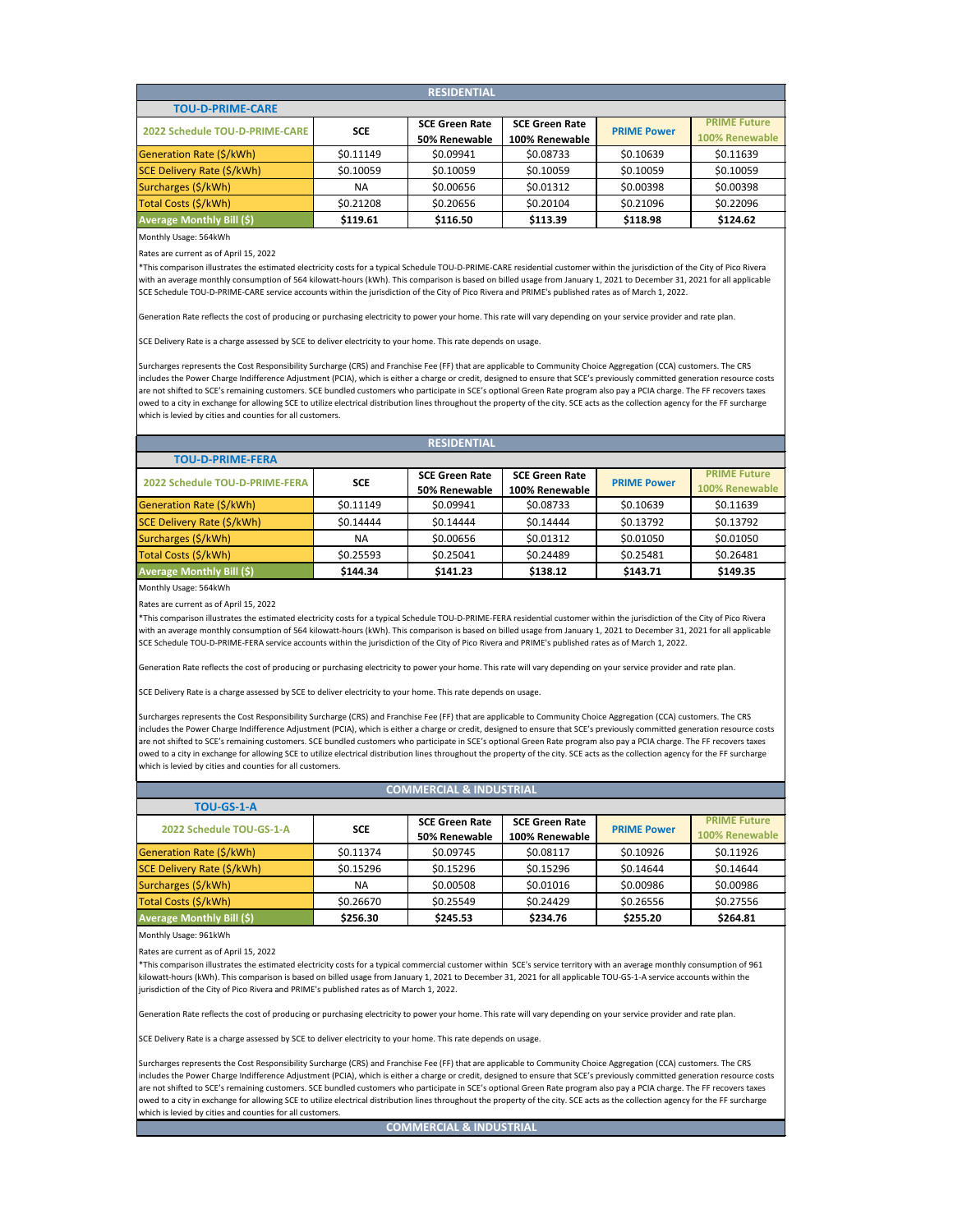## RESIDENTIAL

### TOU-D-PRIME-CARE

| 2022 Schedule TOU-D-PRIME-CARE | SCE | SCE Green Rate 50% Renewable | SCE Green Rate 100% Renewable | PRIME Power | PRIME Future 100% Renewable |
|---|---|---|---|---|---|
| Generation Rate ($/kWh) | $0.11149 | $0.09941 | $0.08733 | $0.10639 | $0.11639 |
| SCE Delivery Rate ($/kWh) | $0.10059 | $0.10059 | $0.10059 | $0.10059 | $0.10059 |
| Surcharges ($/kWh) | NA | $0.00656 | $0.01312 | $0.00398 | $0.00398 |
| Total Costs ($/kWh) | $0.21208 | $0.20656 | $0.20104 | $0.21096 | $0.22096 |
| **Average Monthly Bill ($)** | **$119.61** | **$116.50** | **$113.39** | **$118.98** | **$124.62** |

Monthly Usage: 564kWh

Rates are current as of April 15, 2022

*This comparison illustrates the estimated electricity costs for a typical Schedule TOU-D-PRIME-CARE residential customer within the jurisdiction of the City of Pico Rivera with an average monthly consumption of 564 kilowatt-hours (kWh). This comparison is based on billed usage from January 1, 2021 to December 31, 2021 for all applicable SCE Schedule TOU-D-PRIME-CARE service accounts within the jurisdiction of the City of Pico Rivera and PRIME's published rates as of March 1, 2022.

Generation Rate reflects the cost of producing or purchasing electricity to power your home. This rate will vary depending on your service provider and rate plan.

SCE Delivery Rate is a charge assessed by SCE to deliver electricity to your home. This rate depends on usage.

Surcharges represents the Cost Responsibility Surcharge (CRS) and Franchise Fee (FF) that are applicable to Community Choice Aggregation (CCA) customers. The CRS includes the Power Charge Indifference Adjustment (PCIA), which is either a charge or credit, designed to ensure that SCE's previously committed generation resource costs are not shifted to SCE's remaining customers. SCE bundled customers who participate in SCE's optional Green Rate program also pay a PCIA charge. The FF recovers taxes owed to a city in exchange for allowing SCE to utilize electrical distribution lines throughout the property of the city. SCE acts as the collection agency for the FF surcharge which is levied by cities and counties for all customers.

## RESIDENTIAL

### TOU-D-PRIME-FERA

| 2022 Schedule TOU-D-PRIME-FERA | SCE | SCE Green Rate 50% Renewable | SCE Green Rate 100% Renewable | PRIME Power | PRIME Future 100% Renewable |
|---|---|---|---|---|---|
| Generation Rate ($/kWh) | $0.11149 | $0.09941 | $0.08733 | $0.10639 | $0.11639 |
| SCE Delivery Rate ($/kWh) | $0.14444 | $0.14444 | $0.14444 | $0.13792 | $0.13792 |
| Surcharges ($/kWh) | NA | $0.00656 | $0.01312 | $0.01050 | $0.01050 |
| Total Costs ($/kWh) | $0.25593 | $0.25041 | $0.24489 | $0.25481 | $0.26481 |
| **Average Monthly Bill ($)** | **$144.34** | **$141.23** | **$138.12** | **$143.71** | **$149.35** |

Monthly Usage: 564kWh

Rates are current as of April 15, 2022

*This comparison illustrates the estimated electricity costs for a typical Schedule TOU-D-PRIME-FERA residential customer within the jurisdiction of the City of Pico Rivera with an average monthly consumption of 564 kilowatt-hours (kWh). This comparison is based on billed usage from January 1, 2021 to December 31, 2021 for all applicable SCE Schedule TOU-D-PRIME-FERA service accounts within the jurisdiction of the City of Pico Rivera and PRIME's published rates as of March 1, 2022.

Generation Rate reflects the cost of producing or purchasing electricity to power your home. This rate will vary depending on your service provider and rate plan.

SCE Delivery Rate is a charge assessed by SCE to deliver electricity to your home. This rate depends on usage.

Surcharges represents the Cost Responsibility Surcharge (CRS) and Franchise Fee (FF) that are applicable to Community Choice Aggregation (CCA) customers. The CRS includes the Power Charge Indifference Adjustment (PCIA), which is either a charge or credit, designed to ensure that SCE's previously committed generation resource costs are not shifted to SCE's remaining customers. SCE bundled customers who participate in SCE's optional Green Rate program also pay a PCIA charge. The FF recovers taxes owed to a city in exchange for allowing SCE to utilize electrical distribution lines throughout the property of the city. SCE acts as the collection agency for the FF surcharge which is levied by cities and counties for all customers.

## COMMERCIAL & INDUSTRIAL

### TOU-GS-1-A

| 2022 Schedule TOU-GS-1-A | SCE | SCE Green Rate 50% Renewable | SCE Green Rate 100% Renewable | PRIME Power | PRIME Future 100% Renewable |
|---|---|---|---|---|---|
| Generation Rate ($/kWh) | $0.11374 | $0.09745 | $0.08117 | $0.10926 | $0.11926 |
| SCE Delivery Rate ($/kWh) | $0.15296 | $0.15296 | $0.15296 | $0.14644 | $0.14644 |
| Surcharges ($/kWh) | NA | $0.00508 | $0.01016 | $0.00986 | $0.00986 |
| Total Costs ($/kWh) | $0.26670 | $0.25549 | $0.24429 | $0.26556 | $0.27556 |
| **Average Monthly Bill ($)** | **$256.30** | **$245.53** | **$234.76** | **$255.20** | **$264.81** |

Monthly Usage: 961kWh

Rates are current as of April 15, 2022

*This comparison illustrates the estimated electricity costs for a typical commercial customer within SCE's service territory with an average monthly consumption of 961 kilowatt-hours (kWh). This comparison is based on billed usage from January 1, 2021 to December 31, 2021 for all applicable TOU-GS-1-A service accounts within the jurisdiction of the City of Pico Rivera and PRIME's published rates as of March 1, 2022.

Generation Rate reflects the cost of producing or purchasing electricity to power your home. This rate will vary depending on your service provider and rate plan.

SCE Delivery Rate is a charge assessed by SCE to deliver electricity to your home. This rate depends on usage.

Surcharges represents the Cost Responsibility Surcharge (CRS) and Franchise Fee (FF) that are applicable to Community Choice Aggregation (CCA) customers. The CRS includes the Power Charge Indifference Adjustment (PCIA), which is either a charge or credit, designed to ensure that SCE's previously committed generation resource costs are not shifted to SCE's remaining customers. SCE bundled customers who participate in SCE's optional Green Rate program also pay a PCIA charge. The FF recovers taxes owed to a city in exchange for allowing SCE to utilize electrical distribution lines throughout the property of the city. SCE acts as the collection agency for the FF surcharge which is levied by cities and counties for all customers.

## COMMERCIAL & INDUSTRIAL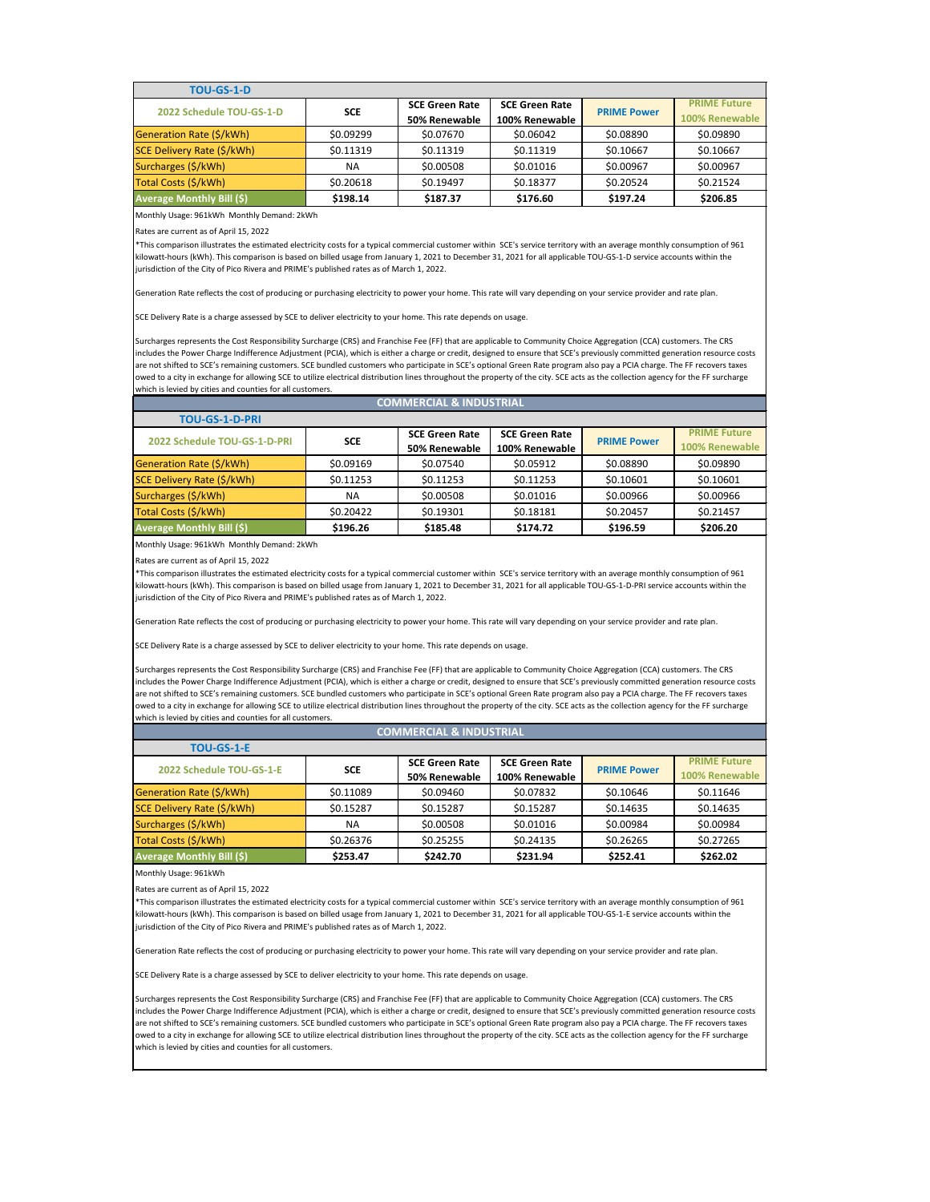## TOU-GS-1-D

| 2022 Schedule TOU-GS-1-D | SCE | SCE Green Rate 50% Renewable | SCE Green Rate 100% Renewable | PRIME Power | PRIME Future 100% Renewable |
|---|---|---|---|---|---|
| Generation Rate ($/kWh) | $0.09299 | $0.07670 | $0.06042 | $0.08890 | $0.09890 |
| SCE Delivery Rate ($/kWh) | $0.11319 | $0.11319 | $0.11319 | $0.10667 | $0.10667 |
| Surcharges ($/kWh) | NA | $0.00508 | $0.01016 | $0.00967 | $0.00967 |
| Total Costs ($/kWh) | $0.20618 | $0.19497 | $0.18377 | $0.20524 | $0.21524 |
| **Average Monthly Bill ($)** | **$198.14** | **$187.37** | **$176.60** | **$197.24** | **$206.85** |

Monthly Usage: 961kWh  Monthly Demand: 2kWh

Rates are current as of April 15, 2022

*This comparison illustrates the estimated electricity costs for a typical commercial customer within SCE's service territory with an average monthly consumption of 961 kilowatt-hours (kWh). This comparison is based on billed usage from January 1, 2021 to December 31, 2021 for all applicable TOU-GS-1-D service accounts within the jurisdiction of the City of Pico Rivera and PRIME's published rates as of March 1, 2022.

Generation Rate reflects the cost of producing or purchasing electricity to power your home. This rate will vary depending on your service provider and rate plan.

SCE Delivery Rate is a charge assessed by SCE to deliver electricity to your home. This rate depends on usage.

Surcharges represents the Cost Responsibility Surcharge (CRS) and Franchise Fee (FF) that are applicable to Community Choice Aggregation (CCA) customers. The CRS includes the Power Charge Indifference Adjustment (PCIA), which is either a charge or credit, designed to ensure that SCE's previously committed generation resource costs are not shifted to SCE's remaining customers. SCE bundled customers who participate in SCE's optional Green Rate program also pay a PCIA charge. The FF recovers taxes owed to a city in exchange for allowing SCE to utilize electrical distribution lines throughout the property of the city. SCE acts as the collection agency for the FF surcharge which is levied by cities and counties for all customers.

## COMMERCIAL & INDUSTRIAL

### TOU-GS-1-D-PRI

| 2022 Schedule TOU-GS-1-D-PRI | SCE | SCE Green Rate 50% Renewable | SCE Green Rate 100% Renewable | PRIME Power | PRIME Future 100% Renewable |
|---|---|---|---|---|---|
| Generation Rate ($/kWh) | $0.09169 | $0.07540 | $0.05912 | $0.08890 | $0.09890 |
| SCE Delivery Rate ($/kWh) | $0.11253 | $0.11253 | $0.11253 | $0.10601 | $0.10601 |
| Surcharges ($/kWh) | NA | $0.00508 | $0.01016 | $0.00966 | $0.00966 |
| Total Costs ($/kWh) | $0.20422 | $0.19301 | $0.18181 | $0.20457 | $0.21457 |
| **Average Monthly Bill ($)** | **$196.26** | **$185.48** | **$174.72** | **$196.59** | **$206.20** |

Monthly Usage: 961kWh  Monthly Demand: 2kWh

Rates are current as of April 15, 2022

*This comparison illustrates the estimated electricity costs for a typical commercial customer within SCE's service territory with an average monthly consumption of 961 kilowatt-hours (kWh). This comparison is based on billed usage from January 1, 2021 to December 31, 2021 for all applicable TOU-GS-1-D-PRI service accounts within the jurisdiction of the City of Pico Rivera and PRIME's published rates as of March 1, 2022.

Generation Rate reflects the cost of producing or purchasing electricity to power your home. This rate will vary depending on your service provider and rate plan.

SCE Delivery Rate is a charge assessed by SCE to deliver electricity to your home. This rate depends on usage.

Surcharges represents the Cost Responsibility Surcharge (CRS) and Franchise Fee (FF) that are applicable to Community Choice Aggregation (CCA) customers. The CRS includes the Power Charge Indifference Adjustment (PCIA), which is either a charge or credit, designed to ensure that SCE's previously committed generation resource costs are not shifted to SCE's remaining customers. SCE bundled customers who participate in SCE's optional Green Rate program also pay a PCIA charge. The FF recovers taxes owed to a city in exchange for allowing SCE to utilize electrical distribution lines throughout the property of the city. SCE acts as the collection agency for the FF surcharge which is levied by cities and counties for all customers.

## COMMERCIAL & INDUSTRIAL

### TOU-GS-1-E

| 2022 Schedule TOU-GS-1-E | SCE | SCE Green Rate 50% Renewable | SCE Green Rate 100% Renewable | PRIME Power | PRIME Future 100% Renewable |
|---|---|---|---|---|---|
| Generation Rate ($/kWh) | $0.11089 | $0.09460 | $0.07832 | $0.10646 | $0.11646 |
| SCE Delivery Rate ($/kWh) | $0.15287 | $0.15287 | $0.15287 | $0.14635 | $0.14635 |
| Surcharges ($/kWh) | NA | $0.00508 | $0.01016 | $0.00984 | $0.00984 |
| Total Costs ($/kWh) | $0.26376 | $0.25255 | $0.24135 | $0.26265 | $0.27265 |
| **Average Monthly Bill ($)** | **$253.47** | **$242.70** | **$231.94** | **$252.41** | **$262.02** |

Monthly Usage: 961kWh

Rates are current as of April 15, 2022

*This comparison illustrates the estimated electricity costs for a typical commercial customer within SCE's service territory with an average monthly consumption of 961 kilowatt-hours (kWh). This comparison is based on billed usage from January 1, 2021 to December 31, 2021 for all applicable TOU-GS-1-E service accounts within the jurisdiction of the City of Pico Rivera and PRIME's published rates as of March 1, 2022.

Generation Rate reflects the cost of producing or purchasing electricity to power your home. This rate will vary depending on your service provider and rate plan.

SCE Delivery Rate is a charge assessed by SCE to deliver electricity to your home. This rate depends on usage.

Surcharges represents the Cost Responsibility Surcharge (CRS) and Franchise Fee (FF) that are applicable to Community Choice Aggregation (CCA) customers. The CRS includes the Power Charge Indifference Adjustment (PCIA), which is either a charge or credit, designed to ensure that SCE's previously committed generation resource costs are not shifted to SCE's remaining customers. SCE bundled customers who participate in SCE's optional Green Rate program also pay a PCIA charge. The FF recovers taxes owed to a city in exchange for allowing SCE to utilize electrical distribution lines throughout the property of the city. SCE acts as the collection agency for the FF surcharge which is levied by cities and counties for all customers.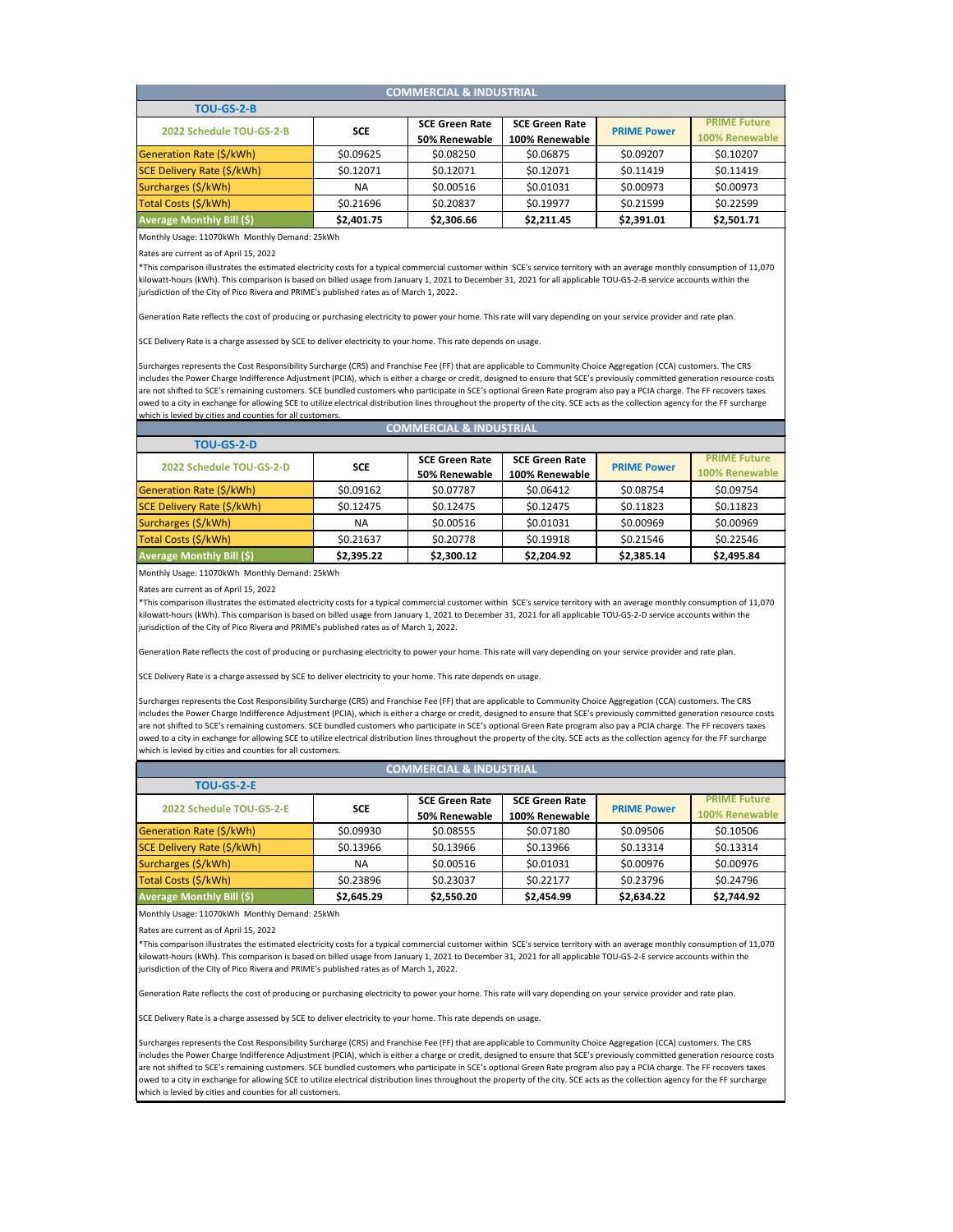## COMMERCIAL & INDUSTRIAL

### TOU-GS-2-B

| 2022 Schedule TOU-GS-2-B | SCE | SCE Green Rate 50% Renewable | SCE Green Rate 100% Renewable | PRIME Power | PRIME Future 100% Renewable |
|---|---|---|---|---|---|
| Generation Rate ($/kWh) | $0.09625 | $0.08250 | $0.06875 | $0.09207 | $0.10207 |
| SCE Delivery Rate ($/kWh) | $0.12071 | $0.12071 | $0.12071 | $0.11419 | $0.11419 |
| Surcharges ($/kWh) | NA | $0.00516 | $0.01031 | $0.00973 | $0.00973 |
| Total Costs ($/kWh) | $0.21696 | $0.20837 | $0.19977 | $0.21599 | $0.22599 |
| **Average Monthly Bill ($)** | **$2,401.75** | **$2,306.66** | **$2,211.45** | **$2,391.01** | **$2,501.71** |

Monthly Usage: 11070kWh Monthly Demand: 25kWh

Rates are current as of April 15, 2022

*This comparison illustrates the estimated electricity costs for a typical commercial customer within SCE's service territory with an average monthly consumption of 11,070 kilowatt-hours (kWh). This comparison is based on billed usage from January 1, 2021 to December 31, 2021 for all applicable TOU-GS-2-B service accounts within the jurisdiction of the City of Pico Rivera and PRIME's published rates as of March 1, 2022.

Generation Rate reflects the cost of producing or purchasing electricity to power your home. This rate will vary depending on your service provider and rate plan.

SCE Delivery Rate is a charge assessed by SCE to deliver electricity to your home. This rate depends on usage.

Surcharges represents the Cost Responsibility Surcharge (CRS) and Franchise Fee (FF) that are applicable to Community Choice Aggregation (CCA) customers. The CRS includes the Power Charge Indifference Adjustment (PCIA), which is either a charge or credit, designed to ensure that SCE's previously committed generation resource costs are not shifted to SCE's remaining customers. SCE bundled customers who participate in SCE's optional Green Rate program also pay a PCIA charge. The FF recovers taxes owed to a city in exchange for allowing SCE to utilize electrical distribution lines throughout the property of the city. SCE acts as the collection agency for the FF surcharge which is levied by cities and counties for all customers.

## COMMERCIAL & INDUSTRIAL

### TOU-GS-2-D

| 2022 Schedule TOU-GS-2-D | SCE | SCE Green Rate 50% Renewable | SCE Green Rate 100% Renewable | PRIME Power | PRIME Future 100% Renewable |
|---|---|---|---|---|---|
| Generation Rate ($/kWh) | $0.09162 | $0.07787 | $0.06412 | $0.08754 | $0.09754 |
| SCE Delivery Rate ($/kWh) | $0.12475 | $0.12475 | $0.12475 | $0.11823 | $0.11823 |
| Surcharges ($/kWh) | NA | $0.00516 | $0.01031 | $0.00969 | $0.00969 |
| Total Costs ($/kWh) | $0.21637 | $0.20778 | $0.19918 | $0.21546 | $0.22546 |
| **Average Monthly Bill ($)** | **$2,395.22** | **$2,300.12** | **$2,204.92** | **$2,385.14** | **$2,495.84** |

Monthly Usage: 11070kWh Monthly Demand: 25kWh

Rates are current as of April 15, 2022

*This comparison illustrates the estimated electricity costs for a typical commercial customer within SCE's service territory with an average monthly consumption of 11,070 kilowatt-hours (kWh). This comparison is based on billed usage from January 1, 2021 to December 31, 2021 for all applicable TOU-GS-2-D service accounts within the jurisdiction of the City of Pico Rivera and PRIME's published rates as of March 1, 2022.

Generation Rate reflects the cost of producing or purchasing electricity to power your home. This rate will vary depending on your service provider and rate plan.

SCE Delivery Rate is a charge assessed by SCE to deliver electricity to your home. This rate depends on usage.

Surcharges represents the Cost Responsibility Surcharge (CRS) and Franchise Fee (FF) that are applicable to Community Choice Aggregation (CCA) customers. The CRS includes the Power Charge Indifference Adjustment (PCIA), which is either a charge or credit, designed to ensure that SCE's previously committed generation resource costs are not shifted to SCE's remaining customers. SCE bundled customers who participate in SCE's optional Green Rate program also pay a PCIA charge. The FF recovers taxes owed to a city in exchange for allowing SCE to utilize electrical distribution lines throughout the property of the city. SCE acts as the collection agency for the FF surcharge which is levied by cities and counties for all customers.

## COMMERCIAL & INDUSTRIAL

### TOU-GS-2-E

| 2022 Schedule TOU-GS-2-E | SCE | SCE Green Rate 50% Renewable | SCE Green Rate 100% Renewable | PRIME Power | PRIME Future 100% Renewable |
|---|---|---|---|---|---|
| Generation Rate ($/kWh) | $0.09930 | $0.08555 | $0.07180 | $0.09506 | $0.10506 |
| SCE Delivery Rate ($/kWh) | $0.13966 | $0.13966 | $0.13966 | $0.13314 | $0.13314 |
| Surcharges ($/kWh) | NA | $0.00516 | $0.01031 | $0.00976 | $0.00976 |
| Total Costs ($/kWh) | $0.23896 | $0.23037 | $0.22177 | $0.23796 | $0.24796 |
| **Average Monthly Bill ($)** | **$2,645.29** | **$2,550.20** | **$2,454.99** | **$2,634.22** | **$2,744.92** |

Monthly Usage: 11070kWh Monthly Demand: 25kWh

Rates are current as of April 15, 2022

*This comparison illustrates the estimated electricity costs for a typical commercial customer within SCE's service territory with an average monthly consumption of 11,070 kilowatt-hours (kWh). This comparison is based on billed usage from January 1, 2021 to December 31, 2021 for all applicable TOU-GS-2-E service accounts within the jurisdiction of the City of Pico Rivera and PRIME's published rates as of March 1, 2022.

Generation Rate reflects the cost of producing or purchasing electricity to power your home. This rate will vary depending on your service provider and rate plan.

SCE Delivery Rate is a charge assessed by SCE to deliver electricity to your home. This rate depends on usage.

Surcharges represents the Cost Responsibility Surcharge (CRS) and Franchise Fee (FF) that are applicable to Community Choice Aggregation (CCA) customers. The CRS includes the Power Charge Indifference Adjustment (PCIA), which is either a charge or credit, designed to ensure that SCE's previously committed generation resource costs are not shifted to SCE's remaining customers. SCE bundled customers who participate in SCE's optional Green Rate program also pay a PCIA charge. The FF recovers taxes owed to a city in exchange for allowing SCE to utilize electrical distribution lines throughout the property of the city. SCE acts as the collection agency for the FF surcharge which is levied by cities and counties for all customers.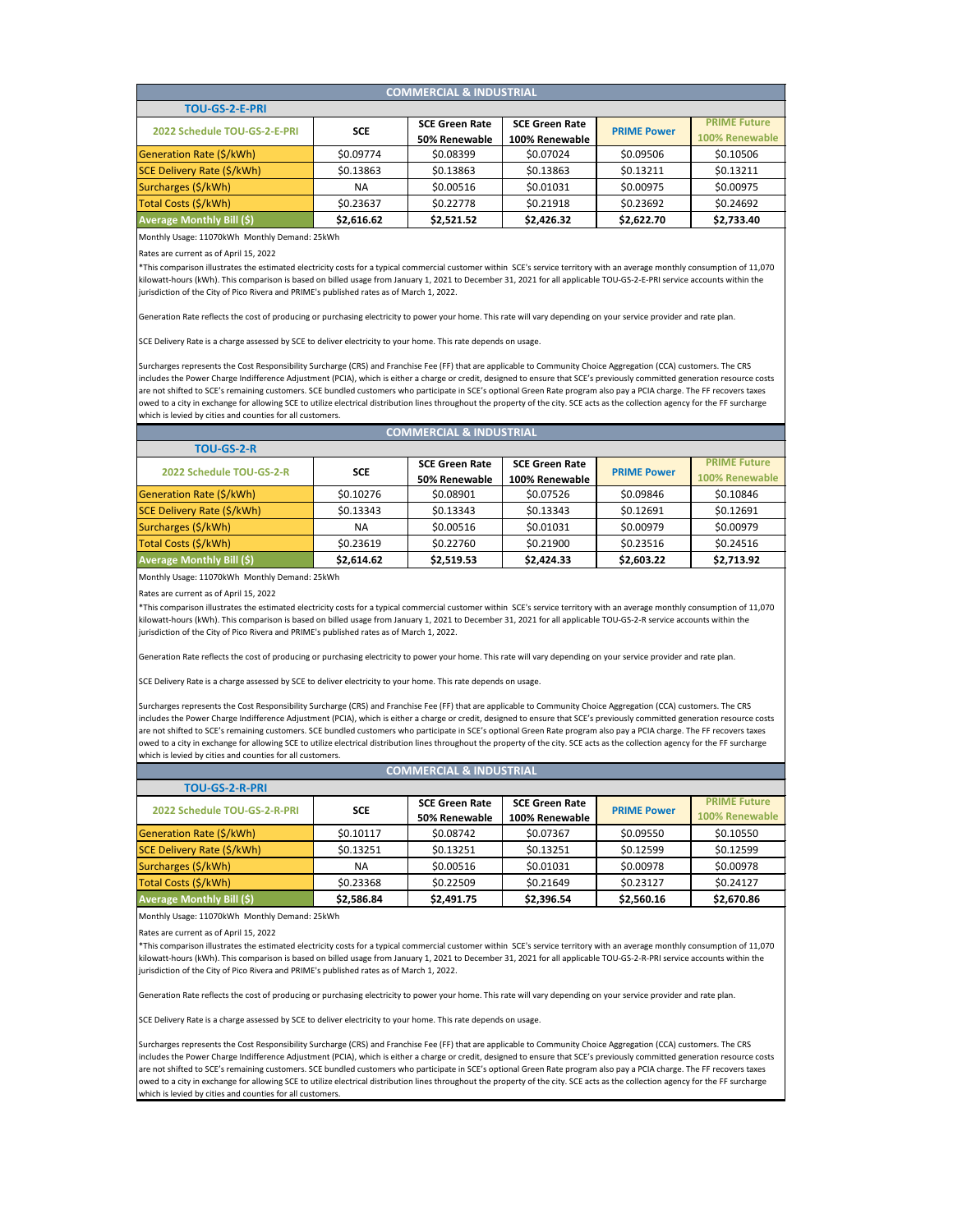## COMMERCIAL & INDUSTRIAL

### TOU-GS-2-E-PRI

| 2022 Schedule TOU-GS-2-E-PRI | SCE | SCE Green Rate 50% Renewable | SCE Green Rate 100% Renewable | PRIME Power | PRIME Future 100% Renewable |
|---|---|---|---|---|---|
| Generation Rate ($/kWh) | $0.09774 | $0.08399 | $0.07024 | $0.09506 | $0.10506 |
| SCE Delivery Rate ($/kWh) | $0.13863 | $0.13863 | $0.13863 | $0.13211 | $0.13211 |
| Surcharges ($/kWh) | NA | $0.00516 | $0.01031 | $0.00975 | $0.00975 |
| Total Costs ($/kWh) | $0.23637 | $0.22778 | $0.21918 | $0.23692 | $0.24692 |
| **Average Monthly Bill ($)** | **$2,616.62** | **$2,521.52** | **$2,426.32** | **$2,622.70** | **$2,733.40** |

Monthly Usage: 11070kWh Monthly Demand: 25kWh

Rates are current as of April 15, 2022

*This comparison illustrates the estimated electricity costs for a typical commercial customer within SCE's service territory with an average monthly consumption of 11,070 kilowatt-hours (kWh). This comparison is based on billed usage from January 1, 2021 to December 31, 2021 for all applicable TOU-GS-2-E-PRI service accounts within the jurisdiction of the City of Pico Rivera and PRIME's published rates as of March 1, 2022.

Generation Rate reflects the cost of producing or purchasing electricity to power your home. This rate will vary depending on your service provider and rate plan.

SCE Delivery Rate is a charge assessed by SCE to deliver electricity to your home. This rate depends on usage.

Surcharges represents the Cost Responsibility Surcharge (CRS) and Franchise Fee (FF) that are applicable to Community Choice Aggregation (CCA) customers. The CRS includes the Power Charge Indifference Adjustment (PCIA), which is either a charge or credit, designed to ensure that SCE's previously committed generation resource costs are not shifted to SCE's remaining customers. SCE bundled customers who participate in SCE's optional Green Rate program also pay a PCIA charge. The FF recovers taxes owed to a city in exchange for allowing SCE to utilize electrical distribution lines throughout the property of the city. SCE acts as the collection agency for the FF surcharge which is levied by cities and counties for all customers.

## COMMERCIAL & INDUSTRIAL

### TOU-GS-2-R

| 2022 Schedule TOU-GS-2-R | SCE | SCE Green Rate 50% Renewable | SCE Green Rate 100% Renewable | PRIME Power | PRIME Future 100% Renewable |
|---|---|---|---|---|---|
| Generation Rate ($/kWh) | $0.10276 | $0.08901 | $0.07526 | $0.09846 | $0.10846 |
| SCE Delivery Rate ($/kWh) | $0.13343 | $0.13343 | $0.13343 | $0.12691 | $0.12691 |
| Surcharges ($/kWh) | NA | $0.00516 | $0.01031 | $0.00979 | $0.00979 |
| Total Costs ($/kWh) | $0.23619 | $0.22760 | $0.21900 | $0.23516 | $0.24516 |
| **Average Monthly Bill ($)** | **$2,614.62** | **$2,519.53** | **$2,424.33** | **$2,603.22** | **$2,713.92** |

Monthly Usage: 11070kWh Monthly Demand: 25kWh

Rates are current as of April 15, 2022

*This comparison illustrates the estimated electricity costs for a typical commercial customer within SCE's service territory with an average monthly consumption of 11,070 kilowatt-hours (kWh). This comparison is based on billed usage from January 1, 2021 to December 31, 2021 for all applicable TOU-GS-2-R service accounts within the jurisdiction of the City of Pico Rivera and PRIME's published rates as of March 1, 2022.

Generation Rate reflects the cost of producing or purchasing electricity to power your home. This rate will vary depending on your service provider and rate plan.

SCE Delivery Rate is a charge assessed by SCE to deliver electricity to your home. This rate depends on usage.

Surcharges represents the Cost Responsibility Surcharge (CRS) and Franchise Fee (FF) that are applicable to Community Choice Aggregation (CCA) customers. The CRS includes the Power Charge Indifference Adjustment (PCIA), which is either a charge or credit, designed to ensure that SCE's previously committed generation resource costs are not shifted to SCE's remaining customers. SCE bundled customers who participate in SCE's optional Green Rate program also pay a PCIA charge. The FF recovers taxes owed to a city in exchange for allowing SCE to utilize electrical distribution lines throughout the property of the city. SCE acts as the collection agency for the FF surcharge which is levied by cities and counties for all customers.

## COMMERCIAL & INDUSTRIAL

### TOU-GS-2-R-PRI

| 2022 Schedule TOU-GS-2-R-PRI | SCE | SCE Green Rate 50% Renewable | SCE Green Rate 100% Renewable | PRIME Power | PRIME Future 100% Renewable |
|---|---|---|---|---|---|
| Generation Rate ($/kWh) | $0.10117 | $0.08742 | $0.07367 | $0.09550 | $0.10550 |
| SCE Delivery Rate ($/kWh) | $0.13251 | $0.13251 | $0.13251 | $0.12599 | $0.12599 |
| Surcharges ($/kWh) | NA | $0.00516 | $0.01031 | $0.00978 | $0.00978 |
| Total Costs ($/kWh) | $0.23368 | $0.22509 | $0.21649 | $0.23127 | $0.24127 |
| **Average Monthly Bill ($)** | **$2,586.84** | **$2,491.75** | **$2,396.54** | **$2,560.16** | **$2,670.86** |

Monthly Usage: 11070kWh Monthly Demand: 25kWh

Rates are current as of April 15, 2022

*This comparison illustrates the estimated electricity costs for a typical commercial customer within SCE's service territory with an average monthly consumption of 11,070 kilowatt-hours (kWh). This comparison is based on billed usage from January 1, 2021 to December 31, 2021 for all applicable TOU-GS-2-R-PRI service accounts within the jurisdiction of the City of Pico Rivera and PRIME's published rates as of March 1, 2022.

Generation Rate reflects the cost of producing or purchasing electricity to power your home. This rate will vary depending on your service provider and rate plan.

SCE Delivery Rate is a charge assessed by SCE to deliver electricity to your home. This rate depends on usage.

Surcharges represents the Cost Responsibility Surcharge (CRS) and Franchise Fee (FF) that are applicable to Community Choice Aggregation (CCA) customers. The CRS includes the Power Charge Indifference Adjustment (PCIA), which is either a charge or credit, designed to ensure that SCE's previously committed generation resource costs are not shifted to SCE's remaining customers. SCE bundled customers who participate in SCE's optional Green Rate program also pay a PCIA charge. The FF recovers taxes owed to a city in exchange for allowing SCE to utilize electrical distribution lines throughout the property of the city. SCE acts as the collection agency for the FF surcharge which is levied by cities and counties for all customers.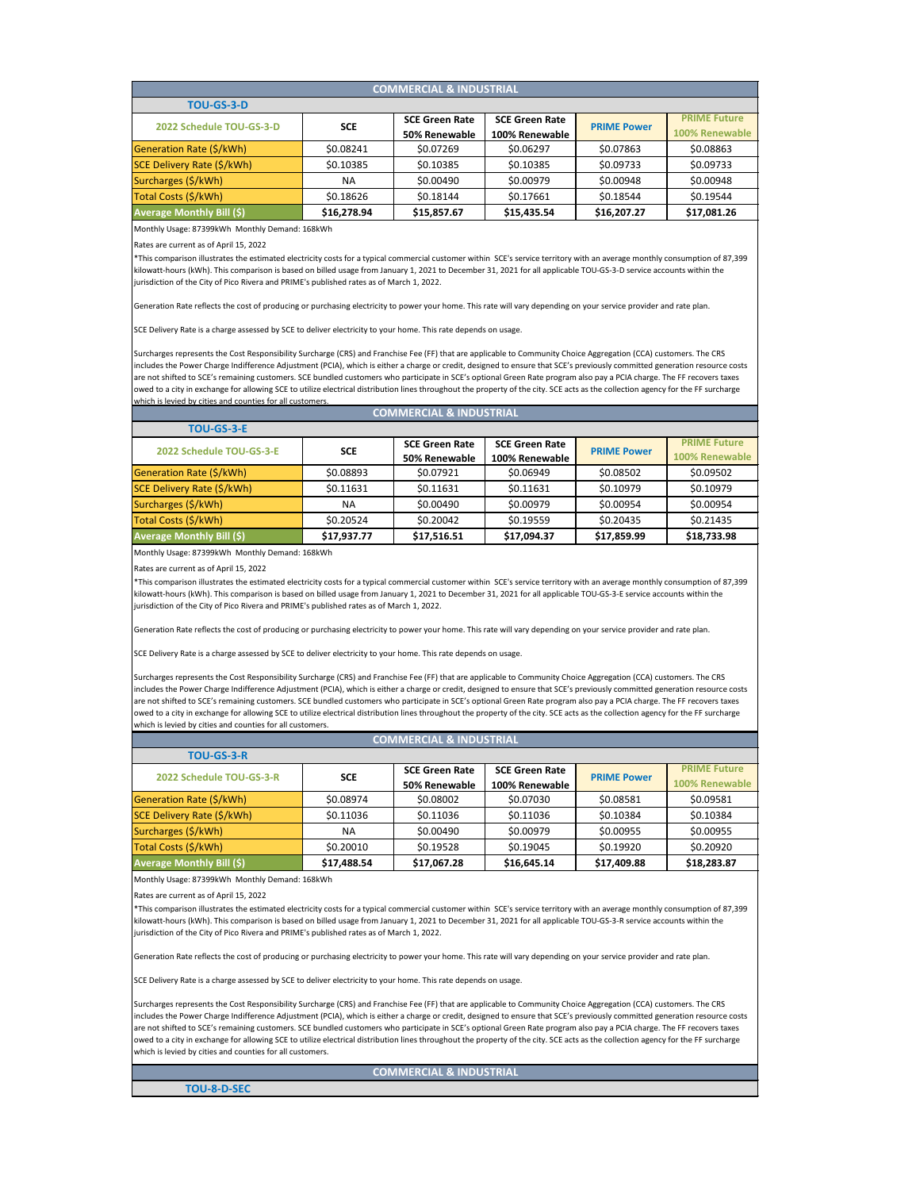## COMMERCIAL & INDUSTRIAL

### TOU-GS-3-D

| 2022 Schedule TOU-GS-3-D | SCE | SCE Green Rate 50% Renewable | SCE Green Rate 100% Renewable | PRIME Power | PRIME Future 100% Renewable |
|---|---|---|---|---|---|
| Generation Rate ($/kWh) | $0.08241 | $0.07269 | $0.06297 | $0.07863 | $0.08863 |
| SCE Delivery Rate ($/kWh) | $0.10385 | $0.10385 | $0.10385 | $0.09733 | $0.09733 |
| Surcharges ($/kWh) | NA | $0.00490 | $0.00979 | $0.00948 | $0.00948 |
| Total Costs ($/kWh) | $0.18626 | $0.18144 | $0.17661 | $0.18544 | $0.19544 |
| **Average Monthly Bill ($)** | **$16,278.94** | **$15,857.67** | **$15,435.54** | **$16,207.27** | **$17,081.26** |

Monthly Usage: 87399kWh  Monthly Demand: 168kWh

Rates are current as of April 15, 2022

*This comparison illustrates the estimated electricity costs for a typical commercial customer within  SCE's service territory with an average monthly consumption of 87,399 kilowatt-hours (kWh). This comparison is based on billed usage from January 1, 2021 to December 31, 2021 for all applicable TOU-GS-3-D service accounts within the jurisdiction of the City of Pico Rivera and PRIME's published rates as of March 1, 2022.

Generation Rate reflects the cost of producing or purchasing electricity to power your home. This rate will vary depending on your service provider and rate plan.

SCE Delivery Rate is a charge assessed by SCE to deliver electricity to your home. This rate depends on usage.

Surcharges represents the Cost Responsibility Surcharge (CRS) and Franchise Fee (FF) that are applicable to Community Choice Aggregation (CCA) customers. The CRS includes the Power Charge Indifference Adjustment (PCIA), which is either a charge or credit, designed to ensure that SCE's previously committed generation resource costs are not shifted to SCE's remaining customers. SCE bundled customers who participate in SCE's optional Green Rate program also pay a PCIA charge. The FF recovers taxes owed to a city in exchange for allowing SCE to utilize electrical distribution lines throughout the property of the city. SCE acts as the collection agency for the FF surcharge which is levied by cities and counties for all customers.

## COMMERCIAL & INDUSTRIAL

### TOU-GS-3-E

| 2022 Schedule TOU-GS-3-E | SCE | SCE Green Rate 50% Renewable | SCE Green Rate 100% Renewable | PRIME Power | PRIME Future 100% Renewable |
|---|---|---|---|---|---|
| Generation Rate ($/kWh) | $0.08893 | $0.07921 | $0.06949 | $0.08502 | $0.09502 |
| SCE Delivery Rate ($/kWh) | $0.11631 | $0.11631 | $0.11631 | $0.10979 | $0.10979 |
| Surcharges ($/kWh) | NA | $0.00490 | $0.00979 | $0.00954 | $0.00954 |
| Total Costs ($/kWh) | $0.20524 | $0.20042 | $0.19559 | $0.20435 | $0.21435 |
| **Average Monthly Bill ($)** | **$17,937.77** | **$17,516.51** | **$17,094.37** | **$17,859.99** | **$18,733.98** |

Monthly Usage: 87399kWh  Monthly Demand: 168kWh

Rates are current as of April 15, 2022

*This comparison illustrates the estimated electricity costs for a typical commercial customer within  SCE's service territory with an average monthly consumption of 87,399 kilowatt-hours (kWh). This comparison is based on billed usage from January 1, 2021 to December 31, 2021 for all applicable TOU-GS-3-E service accounts within the jurisdiction of the City of Pico Rivera and PRIME's published rates as of March 1, 2022.

Generation Rate reflects the cost of producing or purchasing electricity to power your home. This rate will vary depending on your service provider and rate plan.

SCE Delivery Rate is a charge assessed by SCE to deliver electricity to your home. This rate depends on usage.

Surcharges represents the Cost Responsibility Surcharge (CRS) and Franchise Fee (FF) that are applicable to Community Choice Aggregation (CCA) customers. The CRS includes the Power Charge Indifference Adjustment (PCIA), which is either a charge or credit, designed to ensure that SCE's previously committed generation resource costs are not shifted to SCE's remaining customers. SCE bundled customers who participate in SCE's optional Green Rate program also pay a PCIA charge. The FF recovers taxes owed to a city in exchange for allowing SCE to utilize electrical distribution lines throughout the property of the city. SCE acts as the collection agency for the FF surcharge which is levied by cities and counties for all customers.

## COMMERCIAL & INDUSTRIAL

### TOU-GS-3-R

| 2022 Schedule TOU-GS-3-R | SCE | SCE Green Rate 50% Renewable | SCE Green Rate 100% Renewable | PRIME Power | PRIME Future 100% Renewable |
|---|---|---|---|---|---|
| Generation Rate ($/kWh) | $0.08974 | $0.08002 | $0.07030 | $0.08581 | $0.09581 |
| SCE Delivery Rate ($/kWh) | $0.11036 | $0.11036 | $0.11036 | $0.10384 | $0.10384 |
| Surcharges ($/kWh) | NA | $0.00490 | $0.00979 | $0.00955 | $0.00955 |
| Total Costs ($/kWh) | $0.20010 | $0.19528 | $0.19045 | $0.19920 | $0.20920 |
| **Average Monthly Bill ($)** | **$17,488.54** | **$17,067.28** | **$16,645.14** | **$17,409.88** | **$18,283.87** |

Monthly Usage: 87399kWh  Monthly Demand: 168kWh

Rates are current as of April 15, 2022

*This comparison illustrates the estimated electricity costs for a typical commercial customer within  SCE's service territory with an average monthly consumption of 87,399 kilowatt-hours (kWh). This comparison is based on billed usage from January 1, 2021 to December 31, 2021 for all applicable TOU-GS-3-R service accounts within the jurisdiction of the City of Pico Rivera and PRIME's published rates as of March 1, 2022.

Generation Rate reflects the cost of producing or purchasing electricity to power your home. This rate will vary depending on your service provider and rate plan.

SCE Delivery Rate is a charge assessed by SCE to deliver electricity to your home. This rate depends on usage.

Surcharges represents the Cost Responsibility Surcharge (CRS) and Franchise Fee (FF) that are applicable to Community Choice Aggregation (CCA) customers. The CRS includes the Power Charge Indifference Adjustment (PCIA), which is either a charge or credit, designed to ensure that SCE's previously committed generation resource costs are not shifted to SCE's remaining customers. SCE bundled customers who participate in SCE's optional Green Rate program also pay a PCIA charge. The FF recovers taxes owed to a city in exchange for allowing SCE to utilize electrical distribution lines throughout the property of the city. SCE acts as the collection agency for the FF surcharge which is levied by cities and counties for all customers.

## COMMERCIAL & INDUSTRIAL

### TOU-8-D-SEC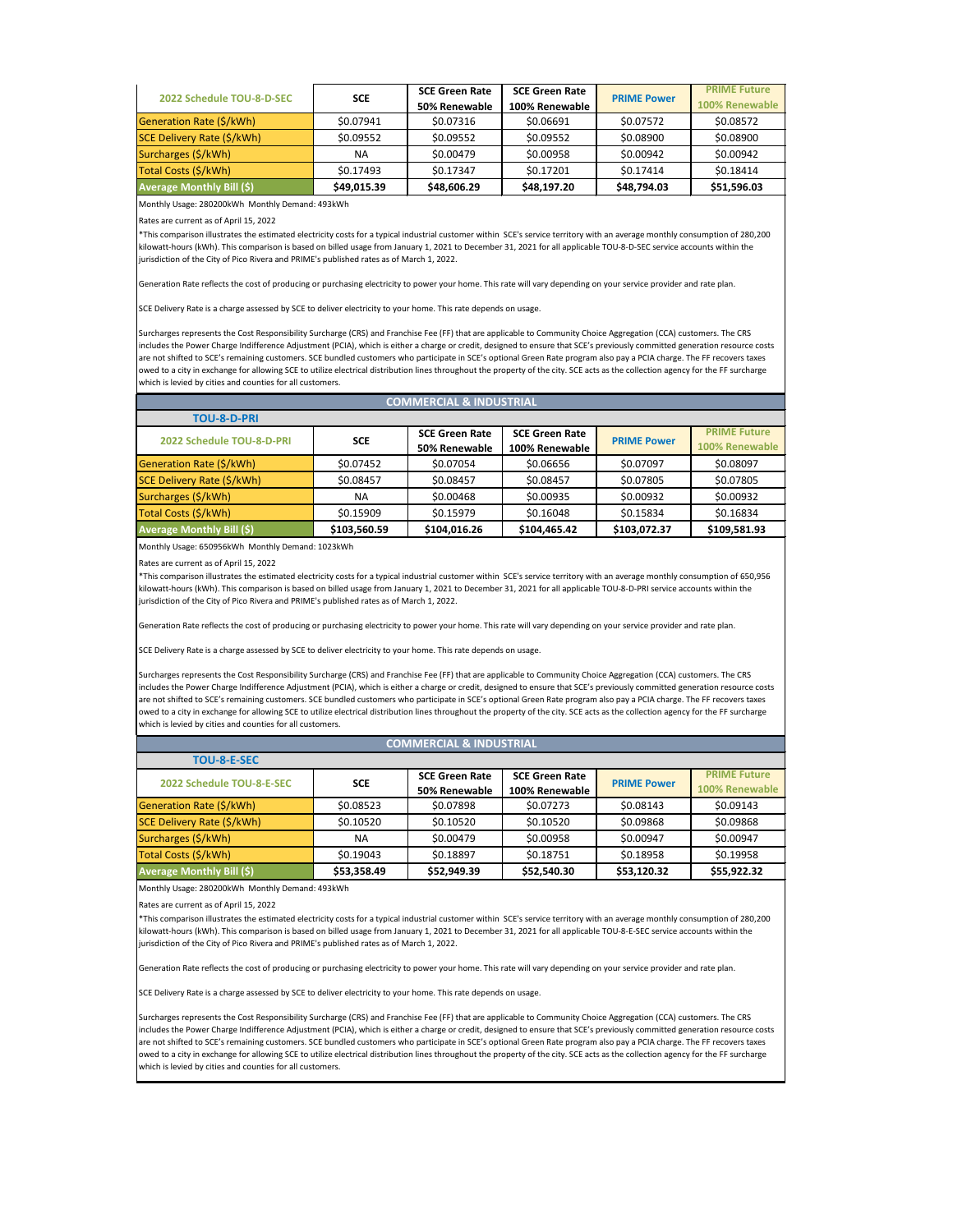| 2022 Schedule TOU-8-D-SEC | SCE | SCE Green Rate 50% Renewable | SCE Green Rate 100% Renewable | PRIME Power | PRIME Future 100% Renewable |
|---|---|---|---|---|---|
| Generation Rate ($/kWh) | $0.07941 | $0.07316 | $0.06691 | $0.07572 | $0.08572 |
| SCE Delivery Rate ($/kWh) | $0.09552 | $0.09552 | $0.09552 | $0.08900 | $0.08900 |
| Surcharges ($/kWh) | NA | $0.00479 | $0.00958 | $0.00942 | $0.00942 |
| Total Costs ($/kWh) | $0.17493 | $0.17347 | $0.17201 | $0.17414 | $0.18414 |
| **Average Monthly Bill ($)** | **$49,015.39** | **$48,606.29** | **$48,197.20** | **$48,794.03** | **$51,596.03** |

Monthly Usage: 280200kWh Monthly Demand: 493kWh

Rates are current as of April 15, 2022

*This comparison illustrates the estimated electricity costs for a typical industrial customer within SCE's service territory with an average monthly consumption of 280,200 kilowatt-hours (kWh). This comparison is based on billed usage from January 1, 2021 to December 31, 2021 for all applicable TOU-8-D-SEC service accounts within the jurisdiction of the City of Pico Rivera and PRIME's published rates as of March 1, 2022.

Generation Rate reflects the cost of producing or purchasing electricity to power your home. This rate will vary depending on your service provider and rate plan.

SCE Delivery Rate is a charge assessed by SCE to deliver electricity to your home. This rate depends on usage.

Surcharges represents the Cost Responsibility Surcharge (CRS) and Franchise Fee (FF) that are applicable to Community Choice Aggregation (CCA) customers. The CRS includes the Power Charge Indifference Adjustment (PCIA), which is either a charge or credit, designed to ensure that SCE's previously committed generation resource costs are not shifted to SCE's remaining customers. SCE bundled customers who participate in SCE's optional Green Rate program also pay a PCIA charge. The FF recovers taxes owed to a city in exchange for allowing SCE to utilize electrical distribution lines throughout the property of the city. SCE acts as the collection agency for the FF surcharge which is levied by cities and counties for all customers.

## COMMERCIAL & INDUSTRIAL

### TOU-8-D-PRI

| 2022 Schedule TOU-8-D-PRI | SCE | SCE Green Rate 50% Renewable | SCE Green Rate 100% Renewable | PRIME Power | PRIME Future 100% Renewable |
|---|---|---|---|---|---|
| Generation Rate ($/kWh) | $0.07452 | $0.07054 | $0.06656 | $0.07097 | $0.08097 |
| SCE Delivery Rate ($/kWh) | $0.08457 | $0.08457 | $0.08457 | $0.07805 | $0.07805 |
| Surcharges ($/kWh) | NA | $0.00468 | $0.00935 | $0.00932 | $0.00932 |
| Total Costs ($/kWh) | $0.15909 | $0.15979 | $0.16048 | $0.15834 | $0.16834 |
| **Average Monthly Bill ($)** | **$103,560.59** | **$104,016.26** | **$104,465.42** | **$103,072.37** | **$109,581.93** |

Monthly Usage: 650956kWh Monthly Demand: 1023kWh

Rates are current as of April 15, 2022

*This comparison illustrates the estimated electricity costs for a typical industrial customer within SCE's service territory with an average monthly consumption of 650,956 kilowatt-hours (kWh). This comparison is based on billed usage from January 1, 2021 to December 31, 2021 for all applicable TOU-8-D-PRI service accounts within the jurisdiction of the City of Pico Rivera and PRIME's published rates as of March 1, 2022.

Generation Rate reflects the cost of producing or purchasing electricity to power your home. This rate will vary depending on your service provider and rate plan.

SCE Delivery Rate is a charge assessed by SCE to deliver electricity to your home. This rate depends on usage.

Surcharges represents the Cost Responsibility Surcharge (CRS) and Franchise Fee (FF) that are applicable to Community Choice Aggregation (CCA) customers. The CRS includes the Power Charge Indifference Adjustment (PCIA), which is either a charge or credit, designed to ensure that SCE's previously committed generation resource costs are not shifted to SCE's remaining customers. SCE bundled customers who participate in SCE's optional Green Rate program also pay a PCIA charge. The FF recovers taxes owed to a city in exchange for allowing SCE to utilize electrical distribution lines throughout the property of the city. SCE acts as the collection agency for the FF surcharge which is levied by cities and counties for all customers.

## COMMERCIAL & INDUSTRIAL

### TOU-8-E-SEC

| 2022 Schedule TOU-8-E-SEC | SCE | SCE Green Rate 50% Renewable | SCE Green Rate 100% Renewable | PRIME Power | PRIME Future 100% Renewable |
|---|---|---|---|---|---|
| Generation Rate ($/kWh) | $0.08523 | $0.07898 | $0.07273 | $0.08143 | $0.09143 |
| SCE Delivery Rate ($/kWh) | $0.10520 | $0.10520 | $0.10520 | $0.09868 | $0.09868 |
| Surcharges ($/kWh) | NA | $0.00479 | $0.00958 | $0.00947 | $0.00947 |
| Total Costs ($/kWh) | $0.19043 | $0.18897 | $0.18751 | $0.18958 | $0.19958 |
| **Average Monthly Bill ($)** | **$53,358.49** | **$52,949.39** | **$52,540.30** | **$53,120.32** | **$55,922.32** |

Monthly Usage: 280200kWh Monthly Demand: 493kWh

Rates are current as of April 15, 2022

*This comparison illustrates the estimated electricity costs for a typical industrial customer within SCE's service territory with an average monthly consumption of 280,200 kilowatt-hours (kWh). This comparison is based on billed usage from January 1, 2021 to December 31, 2021 for all applicable TOU-8-E-SEC service accounts within the jurisdiction of the City of Pico Rivera and PRIME's published rates as of March 1, 2022.

Generation Rate reflects the cost of producing or purchasing electricity to power your home. This rate will vary depending on your service provider and rate plan.

SCE Delivery Rate is a charge assessed by SCE to deliver electricity to your home. This rate depends on usage.

Surcharges represents the Cost Responsibility Surcharge (CRS) and Franchise Fee (FF) that are applicable to Community Choice Aggregation (CCA) customers. The CRS includes the Power Charge Indifference Adjustment (PCIA), which is either a charge or credit, designed to ensure that SCE's previously committed generation resource costs are not shifted to SCE's remaining customers. SCE bundled customers who participate in SCE's optional Green Rate program also pay a PCIA charge. The FF recovers taxes owed to a city in exchange for allowing SCE to utilize electrical distribution lines throughout the property of the city. SCE acts as the collection agency for the FF surcharge which is levied by cities and counties for all customers.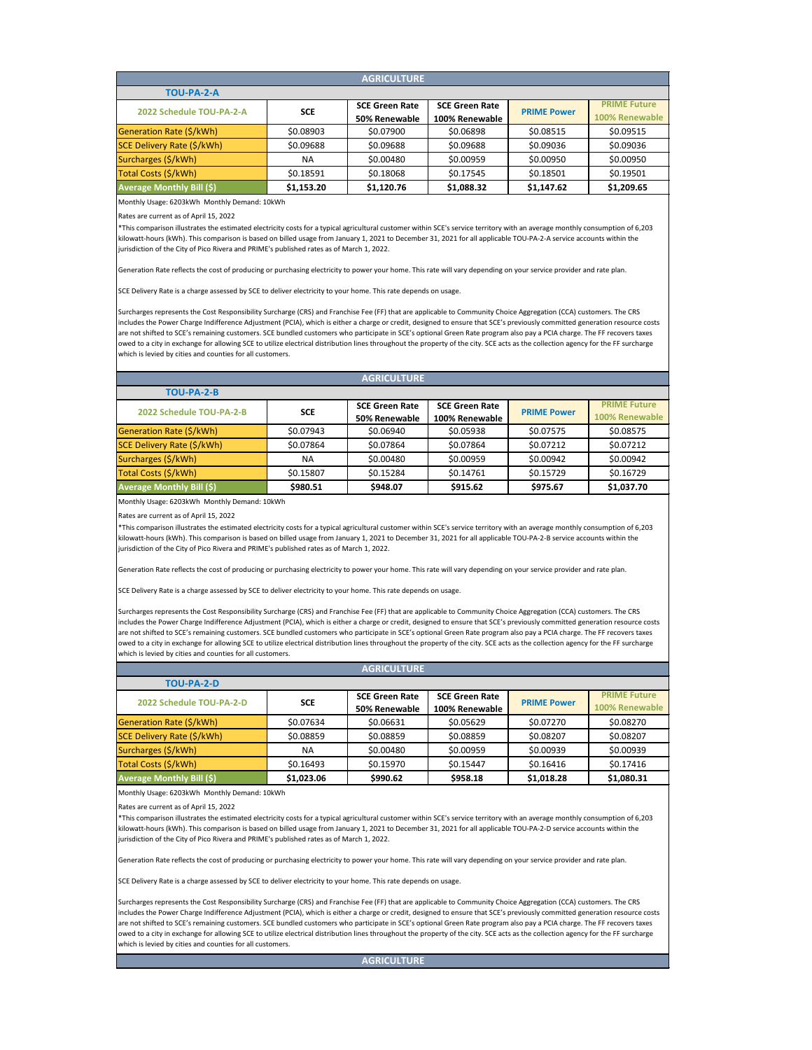## AGRICULTURE

### TOU-PA-2-A

| 2022 Schedule TOU-PA-2-A | SCE | SCE Green Rate 50% Renewable | SCE Green Rate 100% Renewable | PRIME Power | PRIME Future 100% Renewable |
|---|---|---|---|---|---|
| Generation Rate ($/kWh) | $0.08903 | $0.07900 | $0.06898 | $0.08515 | $0.09515 |
| SCE Delivery Rate ($/kWh) | $0.09688 | $0.09688 | $0.09688 | $0.09036 | $0.09036 |
| Surcharges ($/kWh) | NA | $0.00480 | $0.00959 | $0.00950 | $0.00950 |
| Total Costs ($/kWh) | $0.18591 | $0.18068 | $0.17545 | $0.18501 | $0.19501 |
| **Average Monthly Bill ($)** | **$1,153.20** | **$1,120.76** | **$1,088.32** | **$1,147.62** | **$1,209.65** |

Monthly Usage: 6203kWh Monthly Demand: 10kWh

Rates are current as of April 15, 2022

*This comparison illustrates the estimated electricity costs for a typical agricultural customer within SCE's service territory with an average monthly consumption of 6,203 kilowatt-hours (kWh). This comparison is based on billed usage from January 1, 2021 to December 31, 2021 for all applicable TOU-PA-2-A service accounts within the jurisdiction of the City of Pico Rivera and PRIME's published rates as of March 1, 2022.

Generation Rate reflects the cost of producing or purchasing electricity to power your home. This rate will vary depending on your service provider and rate plan.

SCE Delivery Rate is a charge assessed by SCE to deliver electricity to your home. This rate depends on usage.

Surcharges represents the Cost Responsibility Surcharge (CRS) and Franchise Fee (FF) that are applicable to Community Choice Aggregation (CCA) customers. The CRS includes the Power Charge Indifference Adjustment (PCIA), which is either a charge or credit, designed to ensure that SCE's previously committed generation resource costs are not shifted to SCE's remaining customers. SCE bundled customers who participate in SCE's optional Green Rate program also pay a PCIA charge. The FF recovers taxes owed to a city in exchange for allowing SCE to utilize electrical distribution lines throughout the property of the city. SCE acts as the collection agency for the FF surcharge which is levied by cities and counties for all customers.

## AGRICULTURE

### TOU-PA-2-B

| 2022 Schedule TOU-PA-2-B | SCE | SCE Green Rate 50% Renewable | SCE Green Rate 100% Renewable | PRIME Power | PRIME Future 100% Renewable |
|---|---|---|---|---|---|
| Generation Rate ($/kWh) | $0.07943 | $0.06940 | $0.05938 | $0.07575 | $0.08575 |
| SCE Delivery Rate ($/kWh) | $0.07864 | $0.07864 | $0.07864 | $0.07212 | $0.07212 |
| Surcharges ($/kWh) | NA | $0.00480 | $0.00959 | $0.00942 | $0.00942 |
| Total Costs ($/kWh) | $0.15807 | $0.15284 | $0.14761 | $0.15729 | $0.16729 |
| **Average Monthly Bill ($)** | **$980.51** | **$948.07** | **$915.62** | **$975.67** | **$1,037.70** |

Monthly Usage: 6203kWh Monthly Demand: 10kWh

Rates are current as of April 15, 2022

*This comparison illustrates the estimated electricity costs for a typical agricultural customer within SCE's service territory with an average monthly consumption of 6,203 kilowatt-hours (kWh). This comparison is based on billed usage from January 1, 2021 to December 31, 2021 for all applicable TOU-PA-2-B service accounts within the jurisdiction of the City of Pico Rivera and PRIME's published rates as of March 1, 2022.

Generation Rate reflects the cost of producing or purchasing electricity to power your home. This rate will vary depending on your service provider and rate plan.

SCE Delivery Rate is a charge assessed by SCE to deliver electricity to your home. This rate depends on usage.

Surcharges represents the Cost Responsibility Surcharge (CRS) and Franchise Fee (FF) that are applicable to Community Choice Aggregation (CCA) customers. The CRS includes the Power Charge Indifference Adjustment (PCIA), which is either a charge or credit, designed to ensure that SCE's previously committed generation resource costs are not shifted to SCE's remaining customers. SCE bundled customers who participate in SCE's optional Green Rate program also pay a PCIA charge. The FF recovers taxes owed to a city in exchange for allowing SCE to utilize electrical distribution lines throughout the property of the city. SCE acts as the collection agency for the FF surcharge which is levied by cities and counties for all customers.

## AGRICULTURE

### TOU-PA-2-D

| 2022 Schedule TOU-PA-2-D | SCE | SCE Green Rate 50% Renewable | SCE Green Rate 100% Renewable | PRIME Power | PRIME Future 100% Renewable |
|---|---|---|---|---|---|
| Generation Rate ($/kWh) | $0.07634 | $0.06631 | $0.05629 | $0.07270 | $0.08270 |
| SCE Delivery Rate ($/kWh) | $0.08859 | $0.08859 | $0.08859 | $0.08207 | $0.08207 |
| Surcharges ($/kWh) | NA | $0.00480 | $0.00959 | $0.00939 | $0.00939 |
| Total Costs ($/kWh) | $0.16493 | $0.15970 | $0.15447 | $0.16416 | $0.17416 |
| **Average Monthly Bill ($)** | **$1,023.06** | **$990.62** | **$958.18** | **$1,018.28** | **$1,080.31** |

Monthly Usage: 6203kWh Monthly Demand: 10kWh

Rates are current as of April 15, 2022

*This comparison illustrates the estimated electricity costs for a typical agricultural customer within SCE's service territory with an average monthly consumption of 6,203 kilowatt-hours (kWh). This comparison is based on billed usage from January 1, 2021 to December 31, 2021 for all applicable TOU-PA-2-D service accounts within the jurisdiction of the City of Pico Rivera and PRIME's published rates as of March 1, 2022.

Generation Rate reflects the cost of producing or purchasing electricity to power your home. This rate will vary depending on your service provider and rate plan.

SCE Delivery Rate is a charge assessed by SCE to deliver electricity to your home. This rate depends on usage.

Surcharges represents the Cost Responsibility Surcharge (CRS) and Franchise Fee (FF) that are applicable to Community Choice Aggregation (CCA) customers. The CRS includes the Power Charge Indifference Adjustment (PCIA), which is either a charge or credit, designed to ensure that SCE's previously committed generation resource costs are not shifted to SCE's remaining customers. SCE bundled customers who participate in SCE's optional Green Rate program also pay a PCIA charge. The FF recovers taxes owed to a city in exchange for allowing SCE to utilize electrical distribution lines throughout the property of the city. SCE acts as the collection agency for the FF surcharge which is levied by cities and counties for all customers.

## AGRICULTURE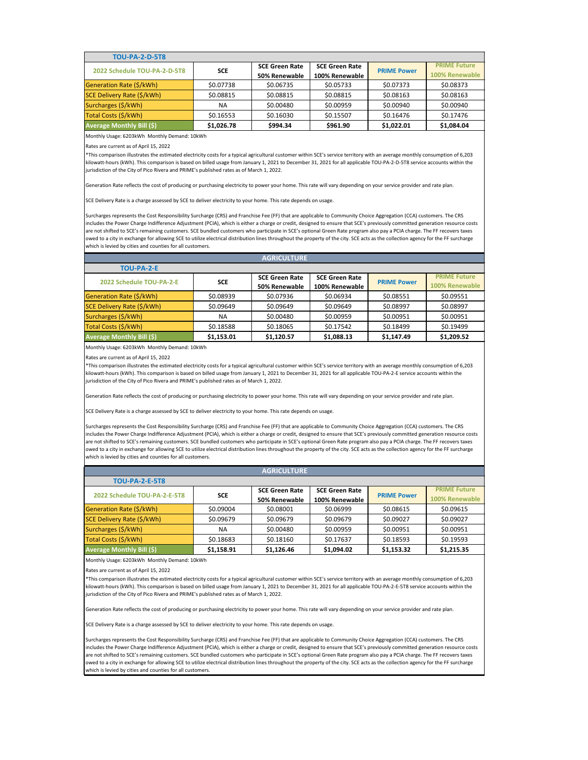## TOU-PA-2-D-5T8

| 2022 Schedule TOU-PA-2-D-5T8 | SCE | SCE Green Rate 50% Renewable | SCE Green Rate 100% Renewable | PRIME Power | PRIME Future 100% Renewable |
|---|---|---|---|---|---|
| Generation Rate ($/kWh) | $0.07738 | $0.06735 | $0.05733 | $0.07373 | $0.08373 |
| SCE Delivery Rate ($/kWh) | $0.08815 | $0.08815 | $0.08815 | $0.08163 | $0.08163 |
| Surcharges ($/kWh) | NA | $0.00480 | $0.00959 | $0.00940 | $0.00940 |
| Total Costs ($/kWh) | $0.16553 | $0.16030 | $0.15507 | $0.16476 | $0.17476 |
| **Average Monthly Bill ($)** | **$1,026.78** | **$994.34** | **$961.90** | **$1,022.01** | **$1,084.04** |

Monthly Usage: 6203kWh Monthly Demand: 10kWh

Rates are current as of April 15, 2022

*This comparison illustrates the estimated electricity costs for a typical agricultural customer within SCE's service territory with an average monthly consumption of 6,203 kilowatt-hours (kWh). This comparison is based on billed usage from January 1, 2021 to December 31, 2021 for all applicable TOU-PA-2-D-5T8 service accounts within the jurisdiction of the City of Pico Rivera and PRIME's published rates as of March 1, 2022.

Generation Rate reflects the cost of producing or purchasing electricity to power your home. This rate will vary depending on your service provider and rate plan.

SCE Delivery Rate is a charge assessed by SCE to deliver electricity to your home. This rate depends on usage.

Surcharges represents the Cost Responsibility Surcharge (CRS) and Franchise Fee (FF) that are applicable to Community Choice Aggregation (CCA) customers. The CRS includes the Power Charge Indifference Adjustment (PCIA), which is either a charge or credit, designed to ensure that SCE's previously committed generation resource costs are not shifted to SCE's remaining customers. SCE bundled customers who participate in SCE's optional Green Rate program also pay a PCIA charge. The FF recovers taxes owed to a city in exchange for allowing SCE to utilize electrical distribution lines throughout the property of the city. SCE acts as the collection agency for the FF surcharge which is levied by cities and counties for all customers.

## AGRICULTURE

### TOU-PA-2-E

| 2022 Schedule TOU-PA-2-E | SCE | SCE Green Rate 50% Renewable | SCE Green Rate 100% Renewable | PRIME Power | PRIME Future 100% Renewable |
|---|---|---|---|---|---|
| Generation Rate ($/kWh) | $0.08939 | $0.07936 | $0.06934 | $0.08551 | $0.09551 |
| SCE Delivery Rate ($/kWh) | $0.09649 | $0.09649 | $0.09649 | $0.08997 | $0.08997 |
| Surcharges ($/kWh) | NA | $0.00480 | $0.00959 | $0.00951 | $0.00951 |
| Total Costs ($/kWh) | $0.18588 | $0.18065 | $0.17542 | $0.18499 | $0.19499 |
| **Average Monthly Bill ($)** | **$1,153.01** | **$1,120.57** | **$1,088.13** | **$1,147.49** | **$1,209.52** |

Monthly Usage: 6203kWh Monthly Demand: 10kWh

Rates are current as of April 15, 2022

*This comparison illustrates the estimated electricity costs for a typical agricultural customer within SCE's service territory with an average monthly consumption of 6,203 kilowatt-hours (kWh). This comparison is based on billed usage from January 1, 2021 to December 31, 2021 for all applicable TOU-PA-2-E service accounts within the jurisdiction of the City of Pico Rivera and PRIME's published rates as of March 1, 2022.

Generation Rate reflects the cost of producing or purchasing electricity to power your home. This rate will vary depending on your service provider and rate plan.

SCE Delivery Rate is a charge assessed by SCE to deliver electricity to your home. This rate depends on usage.

Surcharges represents the Cost Responsibility Surcharge (CRS) and Franchise Fee (FF) that are applicable to Community Choice Aggregation (CCA) customers. The CRS includes the Power Charge Indifference Adjustment (PCIA), which is either a charge or credit, designed to ensure that SCE's previously committed generation resource costs are not shifted to SCE's remaining customers. SCE bundled customers who participate in SCE's optional Green Rate program also pay a PCIA charge. The FF recovers taxes owed to a city in exchange for allowing SCE to utilize electrical distribution lines throughout the property of the city. SCE acts as the collection agency for the FF surcharge which is levied by cities and counties for all customers.

## AGRICULTURE

### TOU-PA-2-E-5T8

| 2022 Schedule TOU-PA-2-E-5T8 | SCE | SCE Green Rate 50% Renewable | SCE Green Rate 100% Renewable | PRIME Power | PRIME Future 100% Renewable |
|---|---|---|---|---|---|
| Generation Rate ($/kWh) | $0.09004 | $0.08001 | $0.06999 | $0.08615 | $0.09615 |
| SCE Delivery Rate ($/kWh) | $0.09679 | $0.09679 | $0.09679 | $0.09027 | $0.09027 |
| Surcharges ($/kWh) | NA | $0.00480 | $0.00959 | $0.00951 | $0.00951 |
| Total Costs ($/kWh) | $0.18683 | $0.18160 | $0.17637 | $0.18593 | $0.19593 |
| **Average Monthly Bill ($)** | **$1,158.91** | **$1,126.46** | **$1,094.02** | **$1,153.32** | **$1,215.35** |

Monthly Usage: 6203kWh Monthly Demand: 10kWh

Rates are current as of April 15, 2022

*This comparison illustrates the estimated electricity costs for a typical agricultural customer within SCE's service territory with an average monthly consumption of 6,203 kilowatt-hours (kWh). This comparison is based on billed usage from January 1, 2021 to December 31, 2021 for all applicable TOU-PA-2-E-5T8 service accounts within the jurisdiction of the City of Pico Rivera and PRIME's published rates as of March 1, 2022.

Generation Rate reflects the cost of producing or purchasing electricity to power your home. This rate will vary depending on your service provider and rate plan.

SCE Delivery Rate is a charge assessed by SCE to deliver electricity to your home. This rate depends on usage.

Surcharges represents the Cost Responsibility Surcharge (CRS) and Franchise Fee (FF) that are applicable to Community Choice Aggregation (CCA) customers. The CRS includes the Power Charge Indifference Adjustment (PCIA), which is either a charge or credit, designed to ensure that SCE's previously committed generation resource costs are not shifted to SCE's remaining customers. SCE bundled customers who participate in SCE's optional Green Rate program also pay a PCIA charge. The FF recovers taxes owed to a city in exchange for allowing SCE to utilize electrical distribution lines throughout the property of the city. SCE acts as the collection agency for the FF surcharge which is levied by cities and counties for all customers.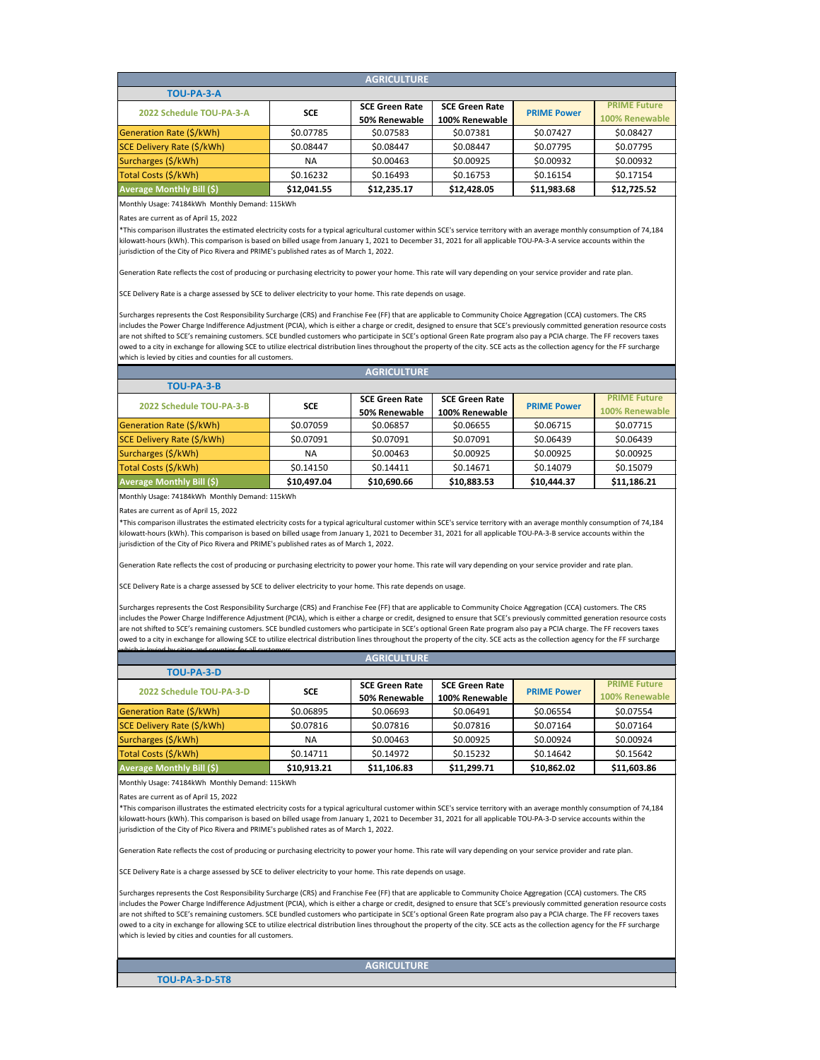## AGRICULTURE

### TOU-PA-3-A

| 2022 Schedule TOU-PA-3-A | SCE | SCE Green Rate 50% Renewable | SCE Green Rate 100% Renewable | PRIME Power | PRIME Future 100% Renewable |
|---|---|---|---|---|---|
| Generation Rate ($/kWh) | $0.07785 | $0.07583 | $0.07381 | $0.07427 | $0.08427 |
| SCE Delivery Rate ($/kWh) | $0.08447 | $0.08447 | $0.08447 | $0.07795 | $0.07795 |
| Surcharges ($/kWh) | NA | $0.00463 | $0.00925 | $0.00932 | $0.00932 |
| Total Costs ($/kWh) | $0.16232 | $0.16493 | $0.16753 | $0.16154 | $0.17154 |
| **Average Monthly Bill ($)** | **$12,041.55** | **$12,235.17** | **$12,428.05** | **$11,983.68** | **$12,725.52** |

Monthly Usage: 74184kWh Monthly Demand: 115kWh

Rates are current as of April 15, 2022

*This comparison illustrates the estimated electricity costs for a typical agricultural customer within SCE's service territory with an average monthly consumption of 74,184 kilowatt-hours (kWh). This comparison is based on billed usage from January 1, 2021 to December 31, 2021 for all applicable TOU-PA-3-A service accounts within the jurisdiction of the City of Pico Rivera and PRIME's published rates as of March 1, 2022.

Generation Rate reflects the cost of producing or purchasing electricity to power your home. This rate will vary depending on your service provider and rate plan.

SCE Delivery Rate is a charge assessed by SCE to deliver electricity to your home. This rate depends on usage.

Surcharges represents the Cost Responsibility Surcharge (CRS) and Franchise Fee (FF) that are applicable to Community Choice Aggregation (CCA) customers. The CRS includes the Power Charge Indifference Adjustment (PCIA), which is either a charge or credit, designed to ensure that SCE's previously committed generation resource costs are not shifted to SCE's remaining customers. SCE bundled customers who participate in SCE's optional Green Rate program also pay a PCIA charge. The FF recovers taxes owed to a city in exchange for allowing SCE to utilize electrical distribution lines throughout the property of the city. SCE acts as the collection agency for the FF surcharge which is levied by cities and counties for all customers.

## AGRICULTURE

### TOU-PA-3-B

| 2022 Schedule TOU-PA-3-B | SCE | SCE Green Rate 50% Renewable | SCE Green Rate 100% Renewable | PRIME Power | PRIME Future 100% Renewable |
|---|---|---|---|---|---|
| Generation Rate ($/kWh) | $0.07059 | $0.06857 | $0.06655 | $0.06715 | $0.07715 |
| SCE Delivery Rate ($/kWh) | $0.07091 | $0.07091 | $0.07091 | $0.06439 | $0.06439 |
| Surcharges ($/kWh) | NA | $0.00463 | $0.00925 | $0.00925 | $0.00925 |
| Total Costs ($/kWh) | $0.14150 | $0.14411 | $0.14671 | $0.14079 | $0.15079 |
| **Average Monthly Bill ($)** | **$10,497.04** | **$10,690.66** | **$10,883.53** | **$10,444.37** | **$11,186.21** |

Monthly Usage: 74184kWh Monthly Demand: 115kWh

Rates are current as of April 15, 2022

*This comparison illustrates the estimated electricity costs for a typical agricultural customer within SCE's service territory with an average monthly consumption of 74,184 kilowatt-hours (kWh). This comparison is based on billed usage from January 1, 2021 to December 31, 2021 for all applicable TOU-PA-3-B service accounts within the jurisdiction of the City of Pico Rivera and PRIME's published rates as of March 1, 2022.

Generation Rate reflects the cost of producing or purchasing electricity to power your home. This rate will vary depending on your service provider and rate plan.

SCE Delivery Rate is a charge assessed by SCE to deliver electricity to your home. This rate depends on usage.

Surcharges represents the Cost Responsibility Surcharge (CRS) and Franchise Fee (FF) that are applicable to Community Choice Aggregation (CCA) customers. The CRS includes the Power Charge Indifference Adjustment (PCIA), which is either a charge or credit, designed to ensure that SCE's previously committed generation resource costs are not shifted to SCE's remaining customers. SCE bundled customers who participate in SCE's optional Green Rate program also pay a PCIA charge. The FF recovers taxes owed to a city in exchange for allowing SCE to utilize electrical distribution lines throughout the property of the city. SCE acts as the collection agency for the FF surcharge which is levied by cities and counties for all customers.

## AGRICULTURE

### TOU-PA-3-D

| 2022 Schedule TOU-PA-3-D | SCE | SCE Green Rate 50% Renewable | SCE Green Rate 100% Renewable | PRIME Power | PRIME Future 100% Renewable |
|---|---|---|---|---|---|
| Generation Rate ($/kWh) | $0.06895 | $0.06693 | $0.06491 | $0.06554 | $0.07554 |
| SCE Delivery Rate ($/kWh) | $0.07816 | $0.07816 | $0.07816 | $0.07164 | $0.07164 |
| Surcharges ($/kWh) | NA | $0.00463 | $0.00925 | $0.00924 | $0.00924 |
| Total Costs ($/kWh) | $0.14711 | $0.14972 | $0.15232 | $0.14642 | $0.15642 |
| **Average Monthly Bill ($)** | **$10,913.21** | **$11,106.83** | **$11,299.71** | **$10,862.02** | **$11,603.86** |

Monthly Usage: 74184kWh Monthly Demand: 115kWh

Rates are current as of April 15, 2022

*This comparison illustrates the estimated electricity costs for a typical agricultural customer within SCE's service territory with an average monthly consumption of 74,184 kilowatt-hours (kWh). This comparison is based on billed usage from January 1, 2021 to December 31, 2021 for all applicable TOU-PA-3-D service accounts within the jurisdiction of the City of Pico Rivera and PRIME's published rates as of March 1, 2022.

Generation Rate reflects the cost of producing or purchasing electricity to power your home. This rate will vary depending on your service provider and rate plan.

SCE Delivery Rate is a charge assessed by SCE to deliver electricity to your home. This rate depends on usage.

Surcharges represents the Cost Responsibility Surcharge (CRS) and Franchise Fee (FF) that are applicable to Community Choice Aggregation (CCA) customers. The CRS includes the Power Charge Indifference Adjustment (PCIA), which is either a charge or credit, designed to ensure that SCE's previously committed generation resource costs are not shifted to SCE's remaining customers. SCE bundled customers who participate in SCE's optional Green Rate program also pay a PCIA charge. The FF recovers taxes owed to a city in exchange for allowing SCE to utilize electrical distribution lines throughout the property of the city. SCE acts as the collection agency for the FF surcharge which is levied by cities and counties for all customers.

## AGRICULTURE

### TOU-PA-3-D-5T8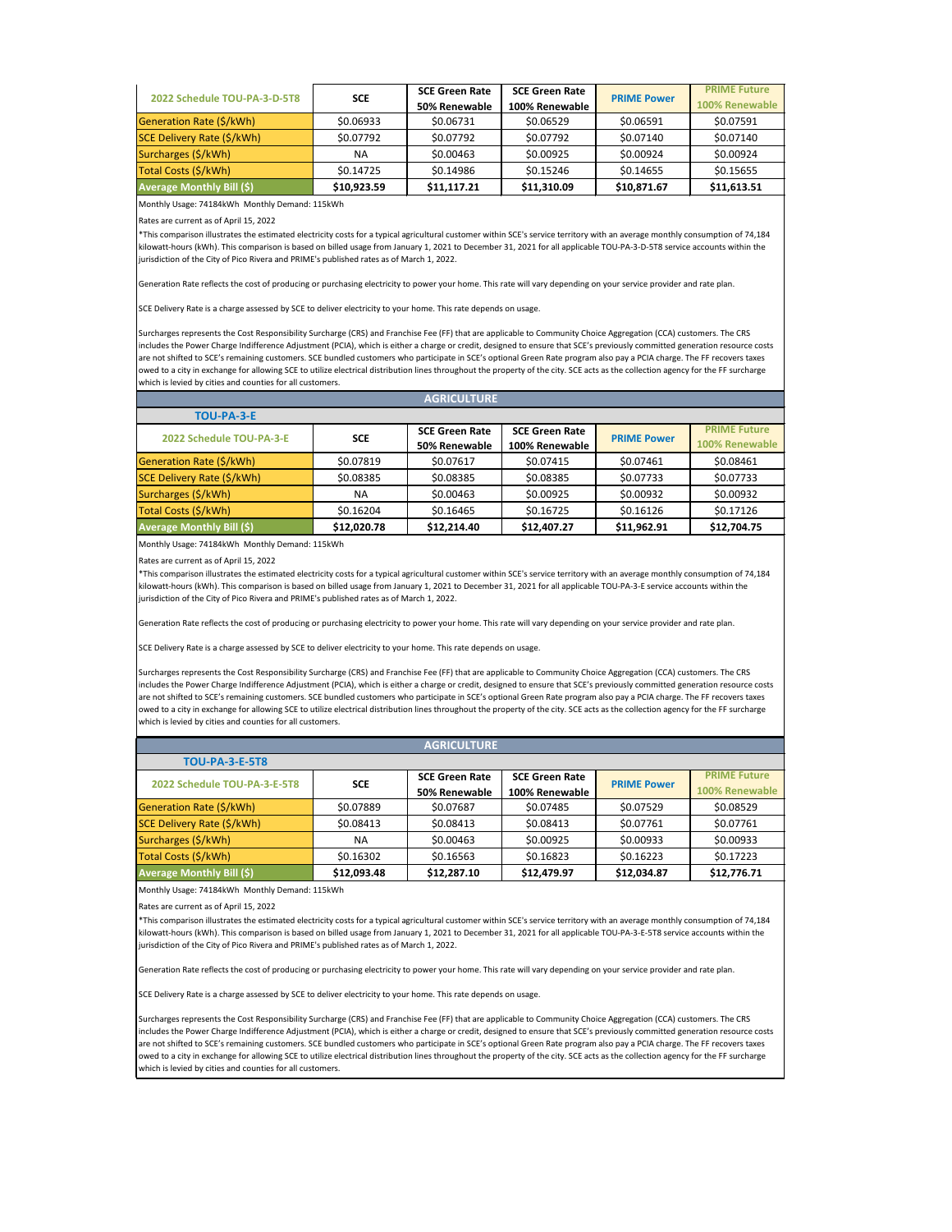| 2022 Schedule TOU-PA-3-D-5T8 | SCE | SCE Green Rate 50% Renewable | SCE Green Rate 100% Renewable | PRIME Power | PRIME Future 100% Renewable |
|---|---|---|---|---|---|
| Generation Rate ($/kWh) | $0.06933 | $0.06731 | $0.06529 | $0.06591 | $0.07591 |
| SCE Delivery Rate ($/kWh) | $0.07792 | $0.07792 | $0.07792 | $0.07140 | $0.07140 |
| Surcharges ($/kWh) | NA | $0.00463 | $0.00925 | $0.00924 | $0.00924 |
| Total Costs ($/kWh) | $0.14725 | $0.14986 | $0.15246 | $0.14655 | $0.15655 |
| Average Monthly Bill ($) | **$10,923.59** | **$11,117.21** | **$11,310.09** | **$10,871.67** | **$11,613.51** |

Monthly Usage: 74184kWh Monthly Demand: 115kWh

Rates are current as of April 15, 2022

*This comparison illustrates the estimated electricity costs for a typical agricultural customer within SCE's service territory with an average monthly consumption of 74,184 kilowatt-hours (kWh). This comparison is based on billed usage from January 1, 2021 to December 31, 2021 for all applicable TOU-PA-3-D-5T8 service accounts within the jurisdiction of the City of Pico Rivera and PRIME's published rates as of March 1, 2022.

Generation Rate reflects the cost of producing or purchasing electricity to power your home. This rate will vary depending on your service provider and rate plan.

SCE Delivery Rate is a charge assessed by SCE to deliver electricity to your home. This rate depends on usage.

Surcharges represents the Cost Responsibility Surcharge (CRS) and Franchise Fee (FF) that are applicable to Community Choice Aggregation (CCA) customers. The CRS includes the Power Charge Indifference Adjustment (PCIA), which is either a charge or credit, designed to ensure that SCE's previously committed generation resource costs are not shifted to SCE's remaining customers. SCE bundled customers who participate in SCE's optional Green Rate program also pay a PCIA charge. The FF recovers taxes owed to a city in exchange for allowing SCE to utilize electrical distribution lines throughout the property of the city. SCE acts as the collection agency for the FF surcharge which is levied by cities and counties for all customers.

## AGRICULTURE

### TOU-PA-3-E

| 2022 Schedule TOU-PA-3-E | SCE | SCE Green Rate 50% Renewable | SCE Green Rate 100% Renewable | PRIME Power | PRIME Future 100% Renewable |
|---|---|---|---|---|---|
| Generation Rate ($/kWh) | $0.07819 | $0.07617 | $0.07415 | $0.07461 | $0.08461 |
| SCE Delivery Rate ($/kWh) | $0.08385 | $0.08385 | $0.08385 | $0.07733 | $0.07733 |
| Surcharges ($/kWh) | NA | $0.00463 | $0.00925 | $0.00932 | $0.00932 |
| Total Costs ($/kWh) | $0.16204 | $0.16465 | $0.16725 | $0.16126 | $0.17126 |
| Average Monthly Bill ($) | **$12,020.78** | **$12,214.40** | **$12,407.27** | **$11,962.91** | **$12,704.75** |

Monthly Usage: 74184kWh Monthly Demand: 115kWh

Rates are current as of April 15, 2022

*This comparison illustrates the estimated electricity costs for a typical agricultural customer within SCE's service territory with an average monthly consumption of 74,184 kilowatt-hours (kWh). This comparison is based on billed usage from January 1, 2021 to December 31, 2021 for all applicable TOU-PA-3-E service accounts within the jurisdiction of the City of Pico Rivera and PRIME's published rates as of March 1, 2022.

Generation Rate reflects the cost of producing or purchasing electricity to power your home. This rate will vary depending on your service provider and rate plan.

SCE Delivery Rate is a charge assessed by SCE to deliver electricity to your home. This rate depends on usage.

Surcharges represents the Cost Responsibility Surcharge (CRS) and Franchise Fee (FF) that are applicable to Community Choice Aggregation (CCA) customers. The CRS includes the Power Charge Indifference Adjustment (PCIA), which is either a charge or credit, designed to ensure that SCE's previously committed generation resource costs are not shifted to SCE's remaining customers. SCE bundled customers who participate in SCE's optional Green Rate program also pay a PCIA charge. The FF recovers taxes owed to a city in exchange for allowing SCE to utilize electrical distribution lines throughout the property of the city. SCE acts as the collection agency for the FF surcharge which is levied by cities and counties for all customers.

## AGRICULTURE

### TOU-PA-3-E-5T8

| 2022 Schedule TOU-PA-3-E-5T8 | SCE | SCE Green Rate 50% Renewable | SCE Green Rate 100% Renewable | PRIME Power | PRIME Future 100% Renewable |
|---|---|---|---|---|---|
| Generation Rate ($/kWh) | $0.07889 | $0.07687 | $0.07485 | $0.07529 | $0.08529 |
| SCE Delivery Rate ($/kWh) | $0.08413 | $0.08413 | $0.08413 | $0.07761 | $0.07761 |
| Surcharges ($/kWh) | NA | $0.00463 | $0.00925 | $0.00933 | $0.00933 |
| Total Costs ($/kWh) | $0.16302 | $0.16563 | $0.16823 | $0.16223 | $0.17223 |
| Average Monthly Bill ($) | **$12,093.48** | **$12,287.10** | **$12,479.97** | **$12,034.87** | **$12,776.71** |

Monthly Usage: 74184kWh Monthly Demand: 115kWh

Rates are current as of April 15, 2022

*This comparison illustrates the estimated electricity costs for a typical agricultural customer within SCE's service territory with an average monthly consumption of 74,184 kilowatt-hours (kWh). This comparison is based on billed usage from January 1, 2021 to December 31, 2021 for all applicable TOU-PA-3-E-5T8 service accounts within the jurisdiction of the City of Pico Rivera and PRIME's published rates as of March 1, 2022.

Generation Rate reflects the cost of producing or purchasing electricity to power your home. This rate will vary depending on your service provider and rate plan.

SCE Delivery Rate is a charge assessed by SCE to deliver electricity to your home. This rate depends on usage.

Surcharges represents the Cost Responsibility Surcharge (CRS) and Franchise Fee (FF) that are applicable to Community Choice Aggregation (CCA) customers. The CRS includes the Power Charge Indifference Adjustment (PCIA), which is either a charge or credit, designed to ensure that SCE's previously committed generation resource costs are not shifted to SCE's remaining customers. SCE bundled customers who participate in SCE's optional Green Rate program also pay a PCIA charge. The FF recovers taxes owed to a city in exchange for allowing SCE to utilize electrical distribution lines throughout the property of the city. SCE acts as the collection agency for the FF surcharge which is levied by cities and counties for all customers.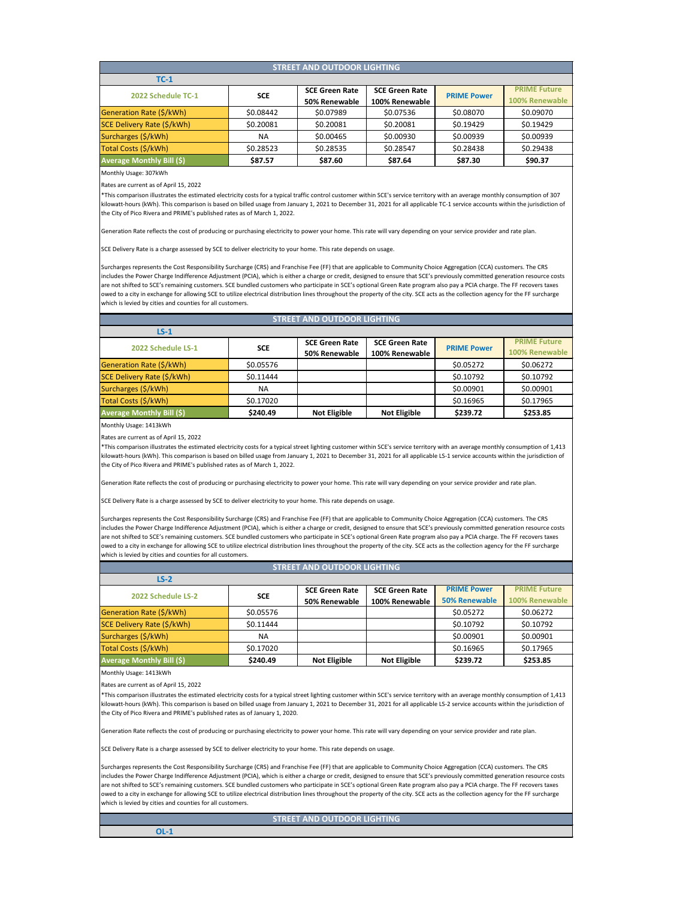## STREET AND OUTDOOR LIGHTING

### TC-1

| 2022 Schedule TC-1 | SCE | SCE Green Rate 50% Renewable | SCE Green Rate 100% Renewable | PRIME Power | PRIME Future 100% Renewable |
|---|---|---|---|---|---|
| Generation Rate ($/kWh) | $0.08442 | $0.07989 | $0.07536 | $0.08070 | $0.09070 |
| SCE Delivery Rate ($/kWh) | $0.20081 | $0.20081 | $0.20081 | $0.19429 | $0.19429 |
| Surcharges ($/kWh) | NA | $0.00465 | $0.00930 | $0.00939 | $0.00939 |
| Total Costs ($/kWh) | $0.28523 | $0.28535 | $0.28547 | $0.28438 | $0.29438 |
| Average Monthly Bill ($) | **$87.57** | **$87.60** | **$87.64** | **$87.30** | **$90.37** |

Monthly Usage: 307kWh

Rates are current as of April 15, 2022

*This comparison illustrates the estimated electricity costs for a typical traffic control customer within SCE's service territory with an average monthly consumption of 307 kilowatt-hours (kWh). This comparison is based on billed usage from January 1, 2021 to December 31, 2021 for all applicable TC-1 service accounts within the jurisdiction of the City of Pico Rivera and PRIME's published rates as of March 1, 2022.

Generation Rate reflects the cost of producing or purchasing electricity to power your home. This rate will vary depending on your service provider and rate plan.

SCE Delivery Rate is a charge assessed by SCE to deliver electricity to your home. This rate depends on usage.

Surcharges represents the Cost Responsibility Surcharge (CRS) and Franchise Fee (FF) that are applicable to Community Choice Aggregation (CCA) customers. The CRS includes the Power Charge Indifference Adjustment (PCIA), which is either a charge or credit, designed to ensure that SCE's previously committed generation resource costs are not shifted to SCE's remaining customers. SCE bundled customers who participate in SCE's optional Green Rate program also pay a PCIA charge. The FF recovers taxes owed to a city in exchange for allowing SCE to utilize electrical distribution lines throughout the property of the city. SCE acts as the collection agency for the FF surcharge which is levied by cities and counties for all customers.

## STREET AND OUTDOOR LIGHTING

### LS-1

| 2022 Schedule LS-1 | SCE | SCE Green Rate 50% Renewable | SCE Green Rate 100% Renewable | PRIME Power | PRIME Future 100% Renewable |
|---|---|---|---|---|---|
| Generation Rate ($/kWh) | $0.05576 | | | $0.05272 | $0.06272 |
| SCE Delivery Rate ($/kWh) | $0.11444 | | | $0.10792 | $0.10792 |
| Surcharges ($/kWh) | NA | | | $0.00901 | $0.00901 |
| Total Costs ($/kWh) | $0.17020 | | | $0.16965 | $0.17965 |
| Average Monthly Bill ($) | **$240.49** | **Not Eligible** | **Not Eligible** | **$239.72** | **$253.85** |

Monthly Usage: 1413kWh

Rates are current as of April 15, 2022

*This comparison illustrates the estimated electricity costs for a typical street lighting customer within SCE's service territory with an average monthly consumption of 1,413 kilowatt-hours (kWh). This comparison is based on billed usage from January 1, 2021 to December 31, 2021 for all applicable LS-1 service accounts within the jurisdiction of the City of Pico Rivera and PRIME's published rates as of March 1, 2022.

Generation Rate reflects the cost of producing or purchasing electricity to power your home. This rate will vary depending on your service provider and rate plan.

SCE Delivery Rate is a charge assessed by SCE to deliver electricity to your home. This rate depends on usage.

Surcharges represents the Cost Responsibility Surcharge (CRS) and Franchise Fee (FF) that are applicable to Community Choice Aggregation (CCA) customers. The CRS includes the Power Charge Indifference Adjustment (PCIA), which is either a charge or credit, designed to ensure that SCE's previously committed generation resource costs are not shifted to SCE's remaining customers. SCE bundled customers who participate in SCE's optional Green Rate program also pay a PCIA charge. The FF recovers taxes owed to a city in exchange for allowing SCE to utilize electrical distribution lines throughout the property of the city. SCE acts as the collection agency for the FF surcharge which is levied by cities and counties for all customers.

## STREET AND OUTDOOR LIGHTING

### LS-2

| 2022 Schedule LS-2 | SCE | SCE Green Rate 50% Renewable | SCE Green Rate 100% Renewable | PRIME Power 50% Renewable | PRIME Future 100% Renewable |
|---|---|---|---|---|---|
| Generation Rate ($/kWh) | $0.05576 | | | $0.05272 | $0.06272 |
| SCE Delivery Rate ($/kWh) | $0.11444 | | | $0.10792 | $0.10792 |
| Surcharges ($/kWh) | NA | | | $0.00901 | $0.00901 |
| Total Costs ($/kWh) | $0.17020 | | | $0.16965 | $0.17965 |
| Average Monthly Bill ($) | **$240.49** | **Not Eligible** | **Not Eligible** | **$239.72** | **$253.85** |

Monthly Usage: 1413kWh

Rates are current as of April 15, 2022

*This comparison illustrates the estimated electricity costs for a typical street lighting customer within SCE's service territory with an average monthly consumption of 1,413 kilowatt-hours (kWh). This comparison is based on billed usage from January 1, 2021 to December 31, 2021 for all applicable LS-2 service accounts within the jurisdiction of the City of Pico Rivera and PRIME's published rates as of January 1, 2020.

Generation Rate reflects the cost of producing or purchasing electricity to power your home. This rate will vary depending on your service provider and rate plan.

SCE Delivery Rate is a charge assessed by SCE to deliver electricity to your home. This rate depends on usage.

Surcharges represents the Cost Responsibility Surcharge (CRS) and Franchise Fee (FF) that are applicable to Community Choice Aggregation (CCA) customers. The CRS includes the Power Charge Indifference Adjustment (PCIA), which is either a charge or credit, designed to ensure that SCE's previously committed generation resource costs are not shifted to SCE's remaining customers. SCE bundled customers who participate in SCE's optional Green Rate program also pay a PCIA charge. The FF recovers taxes owed to a city in exchange for allowing SCE to utilize electrical distribution lines throughout the property of the city. SCE acts as the collection agency for the FF surcharge which is levied by cities and counties for all customers.

## STREET AND OUTDOOR LIGHTING

### OL-1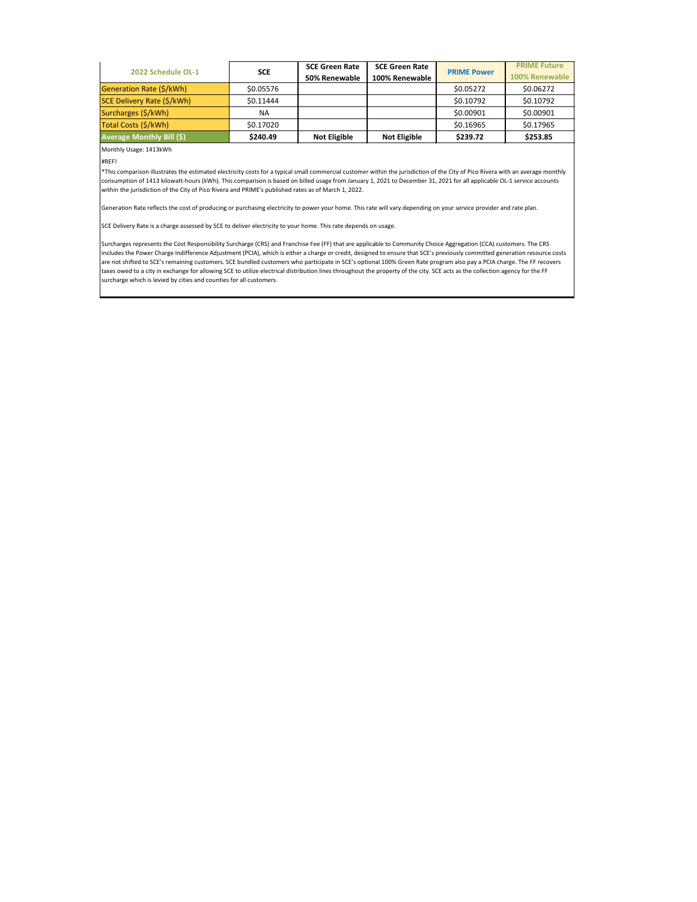| 2022 Schedule OL-1 | SCE | SCE Green Rate 50% Renewable | SCE Green Rate 100% Renewable | PRIME Power | PRIME Future 100% Renewable |
|---|---|---|---|---|---|
| Generation Rate ($/kWh) | $0.05576 | | | $0.05272 | $0.06272 |
| SCE Delivery Rate ($/kWh) | $0.11444 | | | $0.10792 | $0.10792 |
| Surcharges ($/kWh) | NA | | | $0.00901 | $0.00901 |
| Total Costs ($/kWh) | $0.17020 | | | $0.16965 | $0.17965 |
| **Average Monthly Bill ($)** | **$240.49** | **Not Eligible** | **Not Eligible** | **$239.72** | **$253.85** |

Monthly Usage: 1413kWh

#REF!

*This comparison illustrates the estimated electricity costs for a typical small commercial customer within the jurisdiction of the City of Pico Rivera with an average monthly consumption of 1413 kilowatt-hours (kWh). This comparison is based on billed usage from January 1, 2021 to December 31, 2021 for all applicable OL-1 service accounts within the jurisdiction of the City of Pico Rivera and PRIME's published rates as of March 1, 2022.

Generation Rate reflects the cost of producing or purchasing electricity to power your home. This rate will vary depending on your service provider and rate plan.

SCE Delivery Rate is a charge assessed by SCE to deliver electricity to your home. This rate depends on usage.

Surcharges represents the Cost Responsibility Surcharge (CRS) and Franchise Fee (FF) that are applicable to Community Choice Aggregation (CCA) customers. The CRS includes the Power Charge Indifference Adjustment (PCIA), which is either a charge or credit, designed to ensure that SCE's previously committed generation resource costs are not shifted to SCE's remaining customers. SCE bundled customers who participate in SCE's optional 100% Green Rate program also pay a PCIA charge. The FF recovers taxes owed to a city in exchange for allowing SCE to utilize electrical distribution lines throughout the property of the city. SCE acts as the collection agency for the FF surcharge which is levied by cities and counties for all customers.